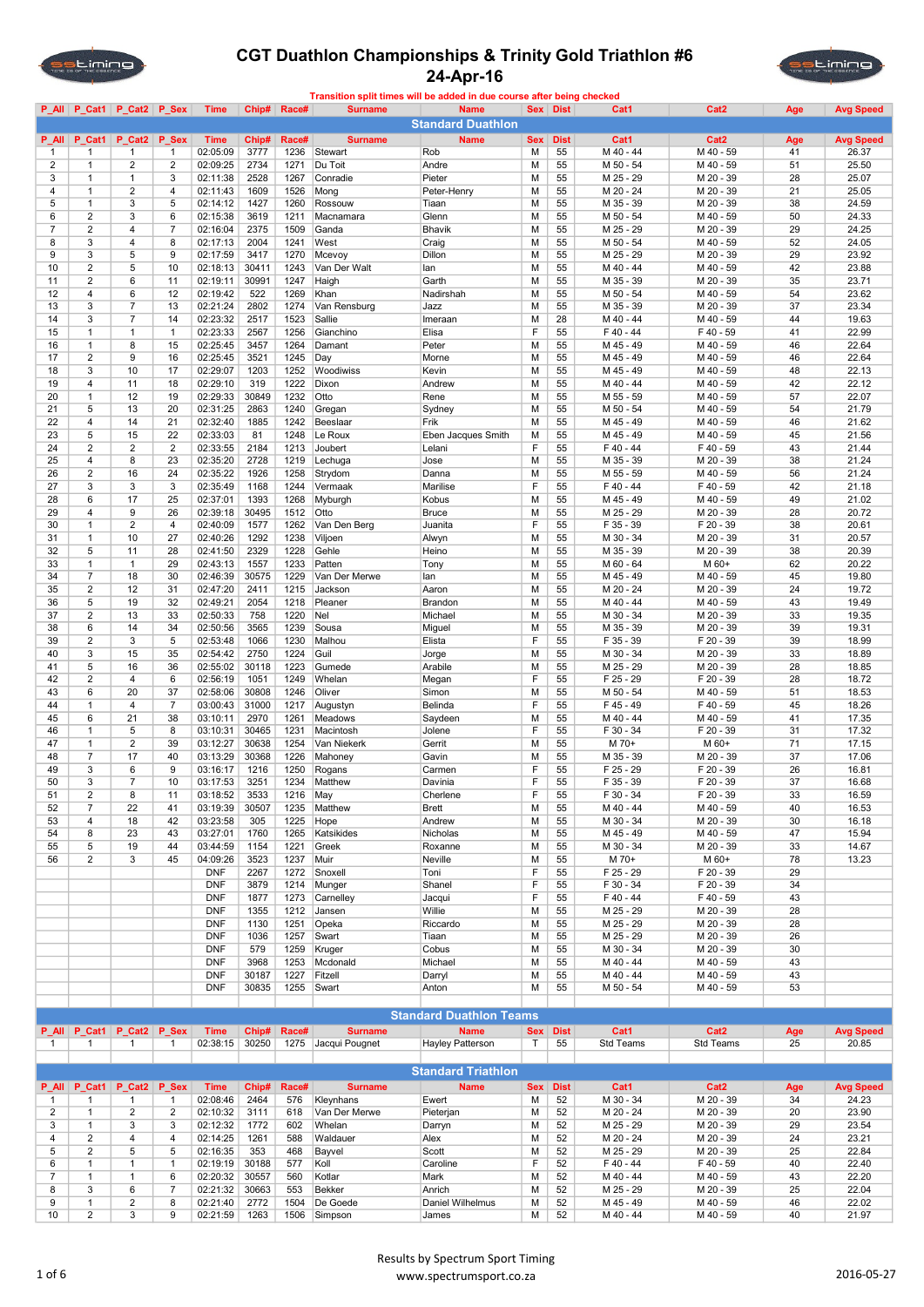# CGT Duathlon Championships & Trinity Gold Triathlon #6

## 24-Apr-16

Transition split times will be added in due course after being checked

## Standard Duathlon

| P_All | P_Cat1 | P_Cat2 | P_Sex | Time | Chip# | Race# | Surname | Name | Sex | Dist | Cat1 | Cat2 | Age | Avg Speed |
|---|---|---|---|---|---|---|---|---|---|---|---|---|---|---|
| 1 | 1 | 1 | 1 | 02:05:09 | 3777 | 1236 | Stewart | Rob | M | 55 | M 40 - 44 | M 40 - 59 | 41 | 26.37 |
| 2 | 1 | 2 | 2 | 02:09:25 | 2734 | 1271 | Du Toit | Andre | M | 55 | M 50 - 54 | M 40 - 59 | 51 | 25.50 |
| 3 | 1 | 1 | 3 | 02:11:38 | 2528 | 1267 | Conradie | Pieter | M | 55 | M 25 - 29 | M 20 - 39 | 28 | 25.07 |
| 4 | 1 | 2 | 4 | 02:11:43 | 1609 | 1526 | Mong | Peter-Henry | M | 55 | M 20 - 24 | M 20 - 39 | 21 | 25.05 |
| 5 | 1 | 3 | 5 | 02:14:12 | 1427 | 1260 | Rossouw | Tiaan | M | 55 | M 35 - 39 | M 20 - 39 | 38 | 24.59 |
| 6 | 2 | 3 | 6 | 02:15:38 | 3619 | 1211 | Macnamara | Glenn | M | 55 | M 50 - 54 | M 40 - 59 | 50 | 24.33 |
| 7 | 2 | 4 | 7 | 02:16:04 | 2375 | 1509 | Ganda | Bhavik | M | 55 | M 25 - 29 | M 20 - 39 | 29 | 24.25 |
| 8 | 3 | 4 | 8 | 02:17:13 | 2004 | 1241 | West | Craig | M | 55 | M 50 - 54 | M 40 - 59 | 52 | 24.05 |
| 9 | 3 | 5 | 9 | 02:17:59 | 3417 | 1270 | Mcevoy | Dillon | M | 55 | M 25 - 29 | M 20 - 39 | 29 | 23.92 |
| 10 | 2 | 5 | 10 | 02:18:13 | 30411 | 1243 | Van Der Walt | Ian | M | 55 | M 40 - 44 | M 40 - 59 | 42 | 23.88 |
| 11 | 2 | 6 | 11 | 02:19:11 | 30991 | 1247 | Haigh | Garth | M | 55 | M 35 - 39 | M 20 - 39 | 35 | 23.71 |
| 12 | 4 | 6 | 12 | 02:19:42 | 522 | 1269 | Khan | Nadirshah | M | 55 | M 50 - 54 | M 40 - 59 | 54 | 23.62 |
| 13 | 3 | 7 | 13 | 02:21:24 | 2802 | 1274 | Van Rensburg | Jazz | M | 55 | M 35 - 39 | M 20 - 39 | 37 | 23.34 |
| 14 | 3 | 7 | 14 | 02:23:32 | 2517 | 1523 | Sallie | Imeraan | M | 28 | M 40 - 44 | M 40 - 59 | 44 | 19.63 |
| 15 | 1 | 1 | 1 | 02:23:33 | 2567 | 1256 | Gianchino | Elisa | F | 55 | F 40 - 44 | F 40 - 59 | 41 | 22.99 |
| 16 | 1 | 8 | 15 | 02:25:45 | 3457 | 1264 | Damant | Peter | M | 55 | M 45 - 49 | M 40 - 59 | 46 | 22.64 |
| 17 | 2 | 9 | 16 | 02:25:45 | 3521 | 1245 | Day | Morne | M | 55 | M 45 - 49 | M 40 - 59 | 46 | 22.64 |
| 18 | 3 | 10 | 17 | 02:29:07 | 1203 | 1252 | Woodiwiss | Kevin | M | 55 | M 45 - 49 | M 40 - 59 | 48 | 22.13 |
| 19 | 4 | 11 | 18 | 02:29:10 | 319 | 1222 | Dixon | Andrew | M | 55 | M 40 - 44 | M 40 - 59 | 42 | 22.12 |
| 20 | 1 | 12 | 19 | 02:29:33 | 30849 | 1232 | Otto | Rene | M | 55 | M 55 - 59 | M 40 - 59 | 57 | 22.07 |
| 21 | 5 | 13 | 20 | 02:31:25 | 2863 | 1240 | Gregan | Sydney | M | 55 | M 50 - 54 | M 40 - 59 | 54 | 21.79 |
| 22 | 4 | 14 | 21 | 02:32:40 | 1885 | 1242 | Beeslaar | Frik | M | 55 | M 45 - 49 | M 40 - 59 | 46 | 21.62 |
| 23 | 5 | 15 | 22 | 02:33:03 | 81 | 1248 | Le Roux | Eben Jacques Smith | M | 55 | M 45 - 49 | M 40 - 59 | 45 | 21.56 |
| 24 | 2 | 2 | 2 | 02:33:55 | 2184 | 1213 | Joubert | Lelani | F | 55 | F 40 - 44 | F 40 - 59 | 43 | 21.44 |
| 25 | 4 | 8 | 23 | 02:35:20 | 2728 | 1219 | Lechuga | Jose | M | 55 | M 35 - 39 | M 20 - 39 | 38 | 21.24 |
| 26 | 2 | 16 | 24 | 02:35:22 | 1926 | 1258 | Strydom | Danna | M | 55 | M 55 - 59 | M 40 - 59 | 56 | 21.24 |
| 27 | 3 | 3 | 3 | 02:35:49 | 1168 | 1244 | Vermaak | Marilise | F | 55 | F 40 - 44 | F 40 - 59 | 42 | 21.18 |
| 28 | 6 | 17 | 25 | 02:37:01 | 1393 | 1268 | Myburgh | Kobus | M | 55 | M 45 - 49 | M 40 - 59 | 49 | 21.02 |
| 29 | 4 | 9 | 26 | 02:39:18 | 30495 | 1512 | Otto | Bruce | M | 55 | M 25 - 29 | M 20 - 39 | 28 | 20.72 |
| 30 | 1 | 2 | 4 | 02:40:09 | 1577 | 1262 | Van Den Berg | Juanita | F | 55 | F 35 - 39 | F 20 - 39 | 38 | 20.61 |
| 31 | 1 | 10 | 27 | 02:40:26 | 1292 | 1238 | Viljoen | Alwyn | M | 55 | M 30 - 34 | M 20 - 39 | 31 | 20.57 |
| 32 | 5 | 11 | 28 | 02:41:50 | 2329 | 1228 | Gehle | Heino | M | 55 | M 35 - 39 | M 20 - 39 | 38 | 20.39 |
| 33 | 1 | 1 | 29 | 02:43:13 | 1557 | 1233 | Patten | Tony | M | 55 | M 60 - 64 | M 60+ | 62 | 20.22 |
| 34 | 7 | 18 | 30 | 02:46:39 | 30575 | 1229 | Van Der Merwe | Ian | M | 55 | M 45 - 49 | M 40 - 59 | 45 | 19.80 |
| 35 | 2 | 12 | 31 | 02:47:20 | 2411 | 1215 | Jackson | Aaron | M | 55 | M 20 - 24 | M 20 - 39 | 24 | 19.72 |
| 36 | 5 | 19 | 32 | 02:49:21 | 2054 | 1218 | Pleaner | Brandon | M | 55 | M 40 - 44 | M 40 - 59 | 43 | 19.49 |
| 37 | 2 | 13 | 33 | 02:50:33 | 758 | 1220 | Nel | Michael | M | 55 | M 30 - 34 | M 20 - 39 | 33 | 19.35 |
| 38 | 6 | 14 | 34 | 02:50:56 | 3565 | 1239 | Sousa | Miguel | M | 55 | M 35 - 39 | M 20 - 39 | 39 | 19.31 |
| 39 | 2 | 3 | 5 | 02:53:48 | 1066 | 1230 | Malhou | Elista | F | 55 | F 35 - 39 | F 20 - 39 | 39 | 18.99 |
| 40 | 3 | 15 | 35 | 02:54:42 | 2750 | 1224 | Guil | Jorge | M | 55 | M 30 - 34 | M 20 - 39 | 33 | 18.89 |
| 41 | 5 | 16 | 36 | 02:55:02 | 30118 | 1223 | Gumede | Arabile | M | 55 | M 25 - 29 | M 20 - 39 | 28 | 18.85 |
| 42 | 2 | 4 | 6 | 02:56:19 | 1051 | 1249 | Whelan | Megan | F | 55 | F 25 - 29 | F 20 - 39 | 28 | 18.72 |
| 43 | 6 | 20 | 37 | 02:58:06 | 30808 | 1246 | Oliver | Simon | M | 55 | M 50 - 54 | M 40 - 59 | 51 | 18.53 |
| 44 | 1 | 4 | 7 | 03:00:43 | 31000 | 1217 | Augustyn | Belinda | F | 55 | F 45 - 49 | F 40 - 59 | 45 | 18.26 |
| 45 | 6 | 21 | 38 | 03:10:11 | 2970 | 1261 | Meadows | Saydeen | M | 55 | M 40 - 44 | M 40 - 59 | 41 | 17.35 |
| 46 | 1 | 5 | 8 | 03:10:31 | 30465 | 1231 | Macintosh | Jolene | F | 55 | F 30 - 34 | F 20 - 39 | 31 | 17.32 |
| 47 | 1 | 2 | 39 | 03:12:27 | 30638 | 1254 | Van Niekerk | Gerrit | M | 55 | M 70+ | M 60+ | 71 | 17.15 |
| 48 | 7 | 17 | 40 | 03:13:29 | 30368 | 1226 | Mahoney | Gavin | M | 55 | M 35 - 39 | M 20 - 39 | 37 | 17.06 |
| 49 | 3 | 6 | 9 | 03:16:17 | 1216 | 1250 | Rogans | Carmen | F | 55 | F 25 - 29 | F 20 - 39 | 26 | 16.81 |
| 50 | 3 | 7 | 10 | 03:17:53 | 3251 | 1234 | Matthew | Davinia | F | 55 | F 35 - 39 | F 20 - 39 | 37 | 16.68 |
| 51 | 2 | 8 | 11 | 03:18:52 | 3533 | 1216 | May | Cherlene | F | 55 | F 30 - 34 | F 20 - 39 | 33 | 16.59 |
| 52 | 7 | 22 | 41 | 03:19:39 | 30507 | 1235 | Matthew | Brett | M | 55 | M 40 - 44 | M 40 - 59 | 40 | 16.53 |
| 53 | 4 | 18 | 42 | 03:23:58 | 305 | 1225 | Hope | Andrew | M | 55 | M 30 - 34 | M 20 - 39 | 30 | 16.18 |
| 54 | 8 | 23 | 43 | 03:27:01 | 1760 | 1265 | Katsikides | Nicholas | M | 55 | M 45 - 49 | M 40 - 59 | 47 | 15.94 |
| 55 | 5 | 19 | 44 | 03:44:59 | 1154 | 1221 | Greek | Roxanne | M | 55 | M 30 - 34 | M 20 - 39 | 33 | 14.67 |
| 56 | 2 | 3 | 45 | 04:09:26 | 3523 | 1237 | Muir | Neville | M | 55 | M 70+ | M 60+ | 78 | 13.23 |
| | | | | DNF | 2267 | 1272 | Snoxell | Toni | F | 55 | F 25 - 29 | F 20 - 39 | 29 | |
| | | | | DNF | 3879 | 1214 | Munger | Shanel | F | 55 | F 30 - 34 | F 20 - 39 | 34 | |
| | | | | DNF | 1877 | 1273 | Carnelley | Jacqui | F | 55 | F 40 - 44 | F 40 - 59 | 43 | |
| | | | | DNF | 1355 | 1212 | Jansen | Willie | M | 55 | M 25 - 29 | M 20 - 39 | 28 | |
| | | | | DNF | 1130 | 1251 | Opeka | Riccardo | M | 55 | M 25 - 29 | M 20 - 39 | 28 | |
| | | | | DNF | 1036 | 1257 | Swart | Tiaan | M | 55 | M 25 - 29 | M 20 - 39 | 26 | |
| | | | | DNF | 579 | 1259 | Kruger | Cobus | M | 55 | M 30 - 34 | M 20 - 39 | 30 | |
| | | | | DNF | 3968 | 1253 | Mcdonald | Michael | M | 55 | M 40 - 44 | M 40 - 59 | 43 | |
| | | | | DNF | 30187 | 1227 | Fitzell | Darryl | M | 55 | M 40 - 44 | M 40 - 59 | 43 | |
| | | | | DNF | 30835 | 1255 | Swart | Anton | M | 55 | M 50 - 54 | M 40 - 59 | 53 | |

## Standard Duathlon Teams

| P_All | P_Cat1 | P_Cat2 | P_Sex | Time | Chip# | Race# | Surname | Name | Sex | Dist | Cat1 | Cat2 | Age | Avg Speed |
|---|---|---|---|---|---|---|---|---|---|---|---|---|---|---|
| 1 | 1 | 1 | 1 | 02:38:15 | 30250 | 1275 | Jacqui Pougnet | Hayley Patterson | T | 55 | Std Teams | Std Teams | 25 | 20.85 |

## Standard Triathlon

| P_All | P_Cat1 | P_Cat2 | P_Sex | Time | Chip# | Race# | Surname | Name | Sex | Dist | Cat1 | Cat2 | Age | Avg Speed |
|---|---|---|---|---|---|---|---|---|---|---|---|---|---|---|
| 1 | 1 | 1 | 1 | 02:08:46 | 2464 | 576 | Kleynhans | Ewert | M | 52 | M 30 - 34 | M 20 - 39 | 34 | 24.23 |
| 2 | 1 | 2 | 2 | 02:10:32 | 3111 | 618 | Van Der Merwe | Pieterjan | M | 52 | M 20 - 24 | M 20 - 39 | 20 | 23.90 |
| 3 | 1 | 3 | 3 | 02:12:32 | 1772 | 602 | Whelan | Darryn | M | 52 | M 25 - 29 | M 20 - 39 | 29 | 23.54 |
| 4 | 2 | 4 | 4 | 02:14:25 | 1261 | 588 | Waldauer | Alex | M | 52 | M 20 - 24 | M 20 - 39 | 24 | 23.21 |
| 5 | 2 | 5 | 5 | 02:16:35 | 353 | 468 | Bayvel | Scott | M | 52 | M 25 - 29 | M 20 - 39 | 25 | 22.84 |
| 6 | 1 | 1 | 1 | 02:19:19 | 30188 | 577 | Koll | Caroline | F | 52 | F 40 - 44 | F 40 - 59 | 40 | 22.40 |
| 7 | 1 | 1 | 6 | 02:20:32 | 30557 | 560 | Kotlar | Mark | M | 52 | M 40 - 44 | M 40 - 59 | 43 | 22.20 |
| 8 | 3 | 6 | 7 | 02:21:32 | 30663 | 553 | Bekker | Anrich | M | 52 | M 25 - 29 | M 20 - 39 | 25 | 22.04 |
| 9 | 1 | 2 | 8 | 02:21:40 | 2772 | 1504 | De Goede | Daniel Wilhelmus | M | 52 | M 45 - 49 | M 40 - 59 | 46 | 22.02 |
| 10 | 2 | 3 | 9 | 02:21:59 | 1263 | 1506 | Simpson | James | M | 52 | M 40 - 44 | M 40 - 59 | 40 | 21.97 |

Results by Spectrum Sport Timing
www.spectrumsport.co.za

2016-05-27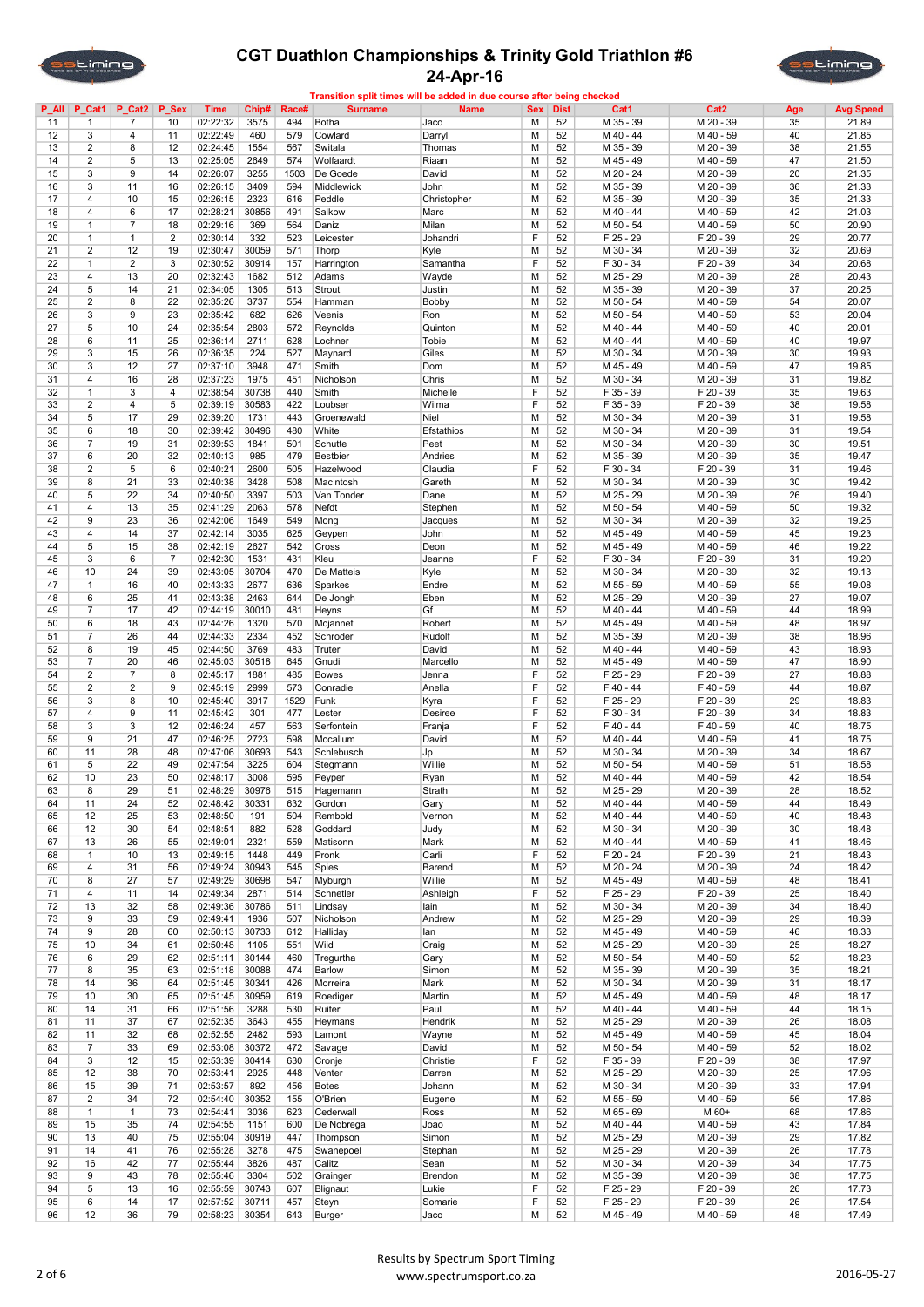# CGT Duathlon Championships & Trinity Gold Triathlon #6

## 24-Apr-16

**Transition split times will be added in due course after being checked**

| P_All | P_Cat1 | P_Cat2 | P_Sex | Time | Chip# | Race# | Surname | Name | Sex | Dist | Cat1 | Cat2 | Age | Avg Speed |
|---|---|---|---|---|---|---|---|---|---|---|---|---|---|---|
| 11 | 1 | 7 | 10 | 02:22:32 | 3575 | 494 | Botha | Jaco | M | 52 | M 35 - 39 | M 20 - 39 | 35 | 21.89 |
| 12 | 3 | 4 | 11 | 02:22:49 | 460 | 579 | Cowlard | Darryl | M | 52 | M 40 - 44 | M 40 - 59 | 40 | 21.85 |
| 13 | 2 | 8 | 12 | 02:24:45 | 1554 | 567 | Switala | Thomas | M | 52 | M 35 - 39 | M 20 - 39 | 38 | 21.55 |
| 14 | 2 | 5 | 13 | 02:25:05 | 2649 | 574 | Wolfaardt | Riaan | M | 52 | M 45 - 49 | M 40 - 59 | 47 | 21.50 |
| 15 | 3 | 9 | 14 | 02:26:07 | 3255 | 1503 | De Goede | David | M | 52 | M 20 - 24 | M 20 - 39 | 20 | 21.35 |
| 16 | 3 | 11 | 16 | 02:26:15 | 3409 | 594 | Middlewick | John | M | 52 | M 35 - 39 | M 20 - 39 | 36 | 21.33 |
| 17 | 4 | 10 | 15 | 02:26:15 | 2323 | 616 | Peddle | Christopher | M | 52 | M 35 - 39 | M 20 - 39 | 35 | 21.33 |
| 18 | 4 | 6 | 17 | 02:28:21 | 30856 | 491 | Salkow | Marc | M | 52 | M 40 - 44 | M 40 - 59 | 42 | 21.03 |
| 19 | 1 | 7 | 18 | 02:29:16 | 369 | 564 | Daniz | Milan | M | 52 | M 50 - 54 | M 40 - 59 | 50 | 20.90 |
| 20 | 1 | 1 | 2 | 02:30:14 | 332 | 523 | Leicester | Johandri | F | 52 | F 25 - 29 | F 20 - 39 | 29 | 20.77 |
| 21 | 2 | 12 | 19 | 02:30:47 | 30059 | 571 | Thorp | Kyle | M | 52 | M 30 - 34 | M 20 - 39 | 32 | 20.69 |
| 22 | 1 | 2 | 3 | 02:30:52 | 30914 | 157 | Harrington | Samantha | F | 52 | F 30 - 34 | F 20 - 39 | 34 | 20.68 |
| 23 | 4 | 13 | 20 | 02:32:43 | 1682 | 512 | Adams | Wayde | M | 52 | M 25 - 29 | M 20 - 39 | 28 | 20.43 |
| 24 | 5 | 14 | 21 | 02:34:05 | 1305 | 513 | Strout | Justin | M | 52 | M 35 - 39 | M 20 - 39 | 37 | 20.25 |
| 25 | 2 | 8 | 22 | 02:35:26 | 3737 | 554 | Hamman | Bobby | M | 52 | M 50 - 54 | M 40 - 59 | 54 | 20.07 |
| 26 | 3 | 9 | 23 | 02:35:42 | 682 | 626 | Veenis | Ron | M | 52 | M 50 - 54 | M 40 - 59 | 53 | 20.04 |
| 27 | 5 | 10 | 24 | 02:35:54 | 2803 | 572 | Reynolds | Quinton | M | 52 | M 40 - 44 | M 40 - 59 | 40 | 20.01 |
| 28 | 6 | 11 | 25 | 02:36:14 | 2711 | 628 | Lochner | Tobie | M | 52 | M 40 - 44 | M 40 - 59 | 40 | 19.97 |
| 29 | 3 | 15 | 26 | 02:36:35 | 224 | 527 | Maynard | Giles | M | 52 | M 30 - 34 | M 20 - 39 | 30 | 19.93 |
| 30 | 3 | 12 | 27 | 02:37:10 | 3948 | 471 | Smith | Dom | M | 52 | M 45 - 49 | M 40 - 59 | 47 | 19.85 |
| 31 | 4 | 16 | 28 | 02:37:23 | 1975 | 451 | Nicholson | Chris | M | 52 | M 30 - 34 | M 20 - 39 | 31 | 19.82 |
| 32 | 1 | 3 | 4 | 02:38:54 | 30738 | 440 | Smith | Michelle | F | 52 | F 35 - 39 | F 20 - 39 | 35 | 19.63 |
| 33 | 2 | 4 | 5 | 02:39:19 | 30583 | 422 | Loubser | Wilma | F | 52 | F 35 - 39 | F 20 - 39 | 38 | 19.58 |
| 34 | 5 | 17 | 29 | 02:39:20 | 1731 | 443 | Groenewald | Niel | M | 52 | M 30 - 34 | M 20 - 39 | 31 | 19.58 |
| 35 | 6 | 18 | 30 | 02:39:42 | 30496 | 480 | White | Efstathios | M | 52 | M 30 - 34 | M 20 - 39 | 31 | 19.54 |
| 36 | 7 | 19 | 31 | 02:39:53 | 1841 | 501 | Schutte | Peet | M | 52 | M 30 - 34 | M 20 - 39 | 30 | 19.51 |
| 37 | 6 | 20 | 32 | 02:40:13 | 985 | 479 | Bestbier | Andries | M | 52 | M 35 - 39 | M 20 - 39 | 35 | 19.47 |
| 38 | 2 | 5 | 6 | 02:40:21 | 2600 | 505 | Hazelwood | Claudia | F | 52 | F 30 - 34 | F 20 - 39 | 31 | 19.46 |
| 39 | 8 | 21 | 33 | 02:40:38 | 3428 | 508 | Macintosh | Gareth | M | 52 | M 30 - 34 | M 20 - 39 | 30 | 19.42 |
| 40 | 5 | 22 | 34 | 02:40:50 | 3397 | 503 | Van Tonder | Dane | M | 52 | M 25 - 29 | M 20 - 39 | 26 | 19.40 |
| 41 | 4 | 13 | 35 | 02:41:29 | 2063 | 578 | Nefdt | Stephen | M | 52 | M 50 - 54 | M 40 - 59 | 50 | 19.32 |
| 42 | 9 | 23 | 36 | 02:42:06 | 1649 | 549 | Mong | Jacques | M | 52 | M 30 - 34 | M 20 - 39 | 32 | 19.25 |
| 43 | 4 | 14 | 37 | 02:42:14 | 3035 | 625 | Geypen | John | M | 52 | M 45 - 49 | M 40 - 59 | 45 | 19.23 |
| 44 | 5 | 15 | 38 | 02:42:19 | 2627 | 542 | Cross | Deon | M | 52 | M 45 - 49 | M 40 - 59 | 46 | 19.22 |
| 45 | 3 | 6 | 7 | 02:42:30 | 1531 | 431 | Kleu | Jeanne | F | 52 | F 30 - 34 | F 20 - 39 | 31 | 19.20 |
| 46 | 10 | 24 | 39 | 02:43:05 | 30704 | 470 | De Matteis | Kyle | M | 52 | M 30 - 34 | M 20 - 39 | 32 | 19.13 |
| 47 | 1 | 16 | 40 | 02:43:33 | 2677 | 636 | Sparkes | Endre | M | 52 | M 55 - 59 | M 40 - 59 | 55 | 19.08 |
| 48 | 6 | 25 | 41 | 02:43:38 | 2463 | 644 | De Jongh | Eben | M | 52 | M 25 - 29 | M 20 - 39 | 27 | 19.07 |
| 49 | 7 | 17 | 42 | 02:44:19 | 30010 | 481 | Heyns | Gf | M | 52 | M 40 - 44 | M 40 - 59 | 44 | 18.99 |
| 50 | 6 | 18 | 43 | 02:44:26 | 1320 | 570 | Mcjannet | Robert | M | 52 | M 45 - 49 | M 40 - 59 | 48 | 18.97 |
| 51 | 7 | 26 | 44 | 02:44:33 | 2334 | 452 | Schroder | Rudolf | M | 52 | M 35 - 39 | M 20 - 39 | 38 | 18.96 |
| 52 | 8 | 19 | 45 | 02:44:50 | 3769 | 483 | Truter | David | M | 52 | M 40 - 44 | M 40 - 59 | 43 | 18.93 |
| 53 | 7 | 20 | 46 | 02:45:03 | 30518 | 645 | Gnudi | Marcello | M | 52 | M 45 - 49 | M 40 - 59 | 47 | 18.90 |
| 54 | 2 | 7 | 8 | 02:45:17 | 1881 | 485 | Bowes | Jenna | F | 52 | F 25 - 29 | F 20 - 39 | 27 | 18.88 |
| 55 | 2 | 2 | 9 | 02:45:19 | 2999 | 573 | Conradie | Anella | F | 52 | F 40 - 44 | F 40 - 59 | 44 | 18.87 |
| 56 | 3 | 8 | 10 | 02:45:40 | 3917 | 1529 | Funk | Kyra | F | 52 | F 25 - 29 | F 20 - 39 | 29 | 18.83 |
| 57 | 4 | 9 | 11 | 02:45:42 | 301 | 477 | Lester | Desiree | F | 52 | F 30 - 34 | F 20 - 39 | 34 | 18.83 |
| 58 | 3 | 3 | 12 | 02:46:24 | 457 | 563 | Serfontein | Franja | F | 52 | F 40 - 44 | F 40 - 59 | 40 | 18.75 |
| 59 | 9 | 21 | 47 | 02:46:25 | 2723 | 598 | Mccallum | David | M | 52 | M 40 - 44 | M 40 - 59 | 41 | 18.75 |
| 60 | 11 | 28 | 48 | 02:47:06 | 30693 | 543 | Schlebusch | Jp | M | 52 | M 30 - 34 | M 20 - 39 | 34 | 18.67 |
| 61 | 5 | 22 | 49 | 02:47:54 | 3225 | 604 | Stegmann | Willie | M | 52 | M 50 - 54 | M 40 - 59 | 51 | 18.58 |
| 62 | 10 | 23 | 50 | 02:48:17 | 3008 | 595 | Peyper | Ryan | M | 52 | M 40 - 44 | M 40 - 59 | 42 | 18.54 |
| 63 | 8 | 29 | 51 | 02:48:29 | 30976 | 515 | Hagemann | Strath | M | 52 | M 25 - 29 | M 20 - 39 | 28 | 18.52 |
| 64 | 11 | 24 | 52 | 02:48:42 | 30331 | 632 | Gordon | Gary | M | 52 | M 40 - 44 | M 40 - 59 | 44 | 18.49 |
| 65 | 12 | 25 | 53 | 02:48:50 | 191 | 504 | Rembold | Vernon | M | 52 | M 40 - 44 | M 40 - 59 | 40 | 18.48 |
| 66 | 12 | 30 | 54 | 02:48:51 | 882 | 528 | Goddard | Judy | M | 52 | M 30 - 34 | M 20 - 39 | 30 | 18.48 |
| 67 | 13 | 26 | 55 | 02:49:01 | 2321 | 559 | Matisonn | Mark | M | 52 | M 40 - 44 | M 40 - 59 | 41 | 18.46 |
| 68 | 1 | 10 | 13 | 02:49:15 | 1448 | 449 | Pronk | Carli | F | 52 | F 20 - 24 | F 20 - 39 | 21 | 18.43 |
| 69 | 4 | 31 | 56 | 02:49:24 | 30943 | 545 | Spies | Barend | M | 52 | M 20 - 24 | M 20 - 39 | 24 | 18.42 |
| 70 | 8 | 27 | 57 | 02:49:29 | 30698 | 547 | Myburgh | Willie | M | 52 | M 45 - 49 | M 40 - 59 | 48 | 18.41 |
| 71 | 4 | 11 | 14 | 02:49:34 | 2871 | 514 | Schnetler | Ashleigh | F | 52 | F 25 - 29 | F 20 - 39 | 25 | 18.40 |
| 72 | 13 | 32 | 58 | 02:49:36 | 30786 | 511 | Lindsay | Iain | M | 52 | M 30 - 34 | M 20 - 39 | 34 | 18.40 |
| 73 | 9 | 33 | 59 | 02:49:41 | 1936 | 507 | Nicholson | Andrew | M | 52 | M 25 - 29 | M 20 - 39 | 29 | 18.39 |
| 74 | 9 | 28 | 60 | 02:50:13 | 30733 | 612 | Halliday | Ian | M | 52 | M 45 - 49 | M 40 - 59 | 46 | 18.33 |
| 75 | 10 | 34 | 61 | 02:50:48 | 1105 | 551 | Wiid | Craig | M | 52 | M 25 - 29 | M 20 - 39 | 25 | 18.27 |
| 76 | 6 | 29 | 62 | 02:51:11 | 30144 | 460 | Tregurtha | Gary | M | 52 | M 50 - 54 | M 40 - 59 | 52 | 18.23 |
| 77 | 8 | 35 | 63 | 02:51:18 | 30088 | 474 | Barlow | Simon | M | 52 | M 35 - 39 | M 20 - 39 | 35 | 18.21 |
| 78 | 14 | 36 | 64 | 02:51:45 | 30341 | 426 | Morreira | Mark | M | 52 | M 30 - 34 | M 20 - 39 | 31 | 18.17 |
| 79 | 10 | 30 | 65 | 02:51:45 | 30959 | 619 | Roediger | Martin | M | 52 | M 45 - 49 | M 40 - 59 | 48 | 18.17 |
| 80 | 14 | 31 | 66 | 02:51:56 | 3288 | 530 | Ruiter | Paul | M | 52 | M 40 - 44 | M 40 - 59 | 44 | 18.15 |
| 81 | 11 | 37 | 67 | 02:52:35 | 3643 | 455 | Heymans | Hendrik | M | 52 | M 25 - 29 | M 20 - 39 | 26 | 18.08 |
| 82 | 11 | 32 | 68 | 02:52:55 | 2482 | 593 | Lamont | Wayne | M | 52 | M 45 - 49 | M 40 - 59 | 45 | 18.04 |
| 83 | 7 | 33 | 69 | 02:53:08 | 30372 | 472 | Savage | David | M | 52 | M 50 - 54 | M 40 - 59 | 52 | 18.02 |
| 84 | 3 | 12 | 15 | 02:53:39 | 30414 | 630 | Cronje | Christie | F | 52 | F 35 - 39 | F 20 - 39 | 38 | 17.97 |
| 85 | 12 | 38 | 70 | 02:53:41 | 2925 | 448 | Venter | Darren | M | 52 | M 25 - 29 | M 20 - 39 | 25 | 17.96 |
| 86 | 15 | 39 | 71 | 02:53:57 | 892 | 456 | Botes | Johann | M | 52 | M 30 - 34 | M 20 - 39 | 33 | 17.94 |
| 87 | 2 | 34 | 72 | 02:54:40 | 30352 | 155 | O'Brien | Eugene | M | 52 | M 55 - 59 | M 40 - 59 | 56 | 17.86 |
| 88 | 1 | 1 | 73 | 02:54:41 | 3036 | 623 | Cederwall | Ross | M | 52 | M 65 - 69 | M 60+ | 68 | 17.86 |
| 89 | 15 | 35 | 74 | 02:54:55 | 1151 | 600 | De Nobrega | Joao | M | 52 | M 40 - 44 | M 40 - 59 | 43 | 17.84 |
| 90 | 13 | 40 | 75 | 02:55:04 | 30919 | 447 | Thompson | Simon | M | 52 | M 25 - 29 | M 20 - 39 | 29 | 17.82 |
| 91 | 14 | 41 | 76 | 02:55:28 | 3278 | 475 | Swanepoel | Stephan | M | 52 | M 25 - 29 | M 20 - 39 | 26 | 17.78 |
| 92 | 16 | 42 | 77 | 02:55:44 | 3826 | 487 | Calitz | Sean | M | 52 | M 30 - 34 | M 20 - 39 | 34 | 17.75 |
| 93 | 9 | 43 | 78 | 02:55:46 | 3304 | 502 | Grainger | Brendon | M | 52 | M 35 - 39 | M 20 - 39 | 38 | 17.75 |
| 94 | 5 | 13 | 16 | 02:55:59 | 30743 | 607 | Blignaut | Lukie | F | 52 | F 25 - 29 | F 20 - 39 | 26 | 17.73 |
| 95 | 6 | 14 | 17 | 02:57:52 | 30711 | 457 | Steyn | Somarie | F | 52 | F 25 - 29 | F 20 - 39 | 26 | 17.54 |
| 96 | 12 | 36 | 79 | 02:58:23 | 30354 | 643 | Burger | Jaco | M | 52 | M 45 - 49 | M 40 - 59 | 48 | 17.49 |

Results by Spectrum Sport Timing
www.spectrumsport.co.za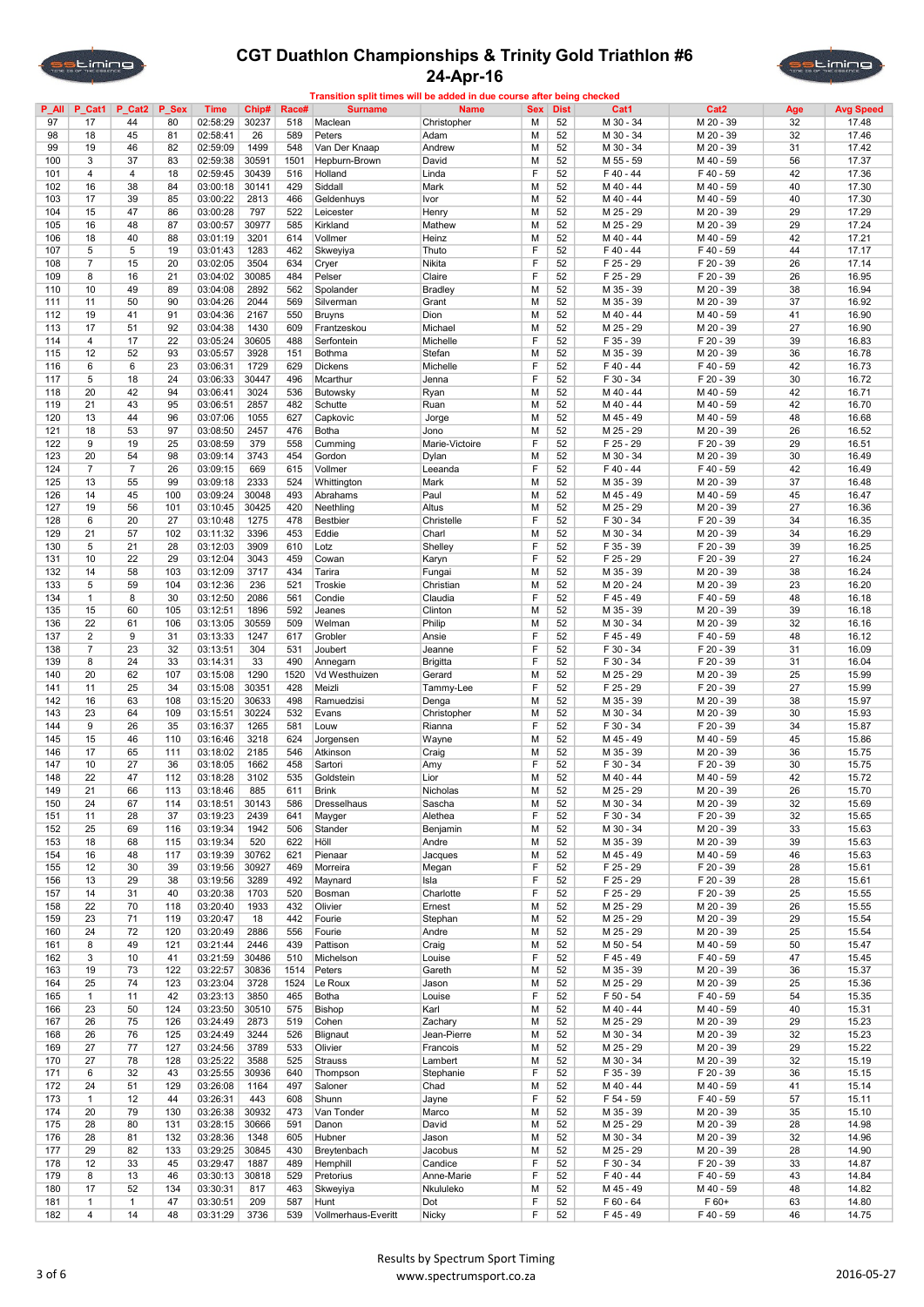# CGT Duathlon Championships & Trinity Gold Triathlon #6

## 24-Apr-16

Transition split times will be added in due course after being checked

| P_All | P_Cat1 | P_Cat2 | P_Sex | Time | Chip# | Race# | Surname | Name | Sex | Dist | Cat1 | Cat2 | Age | Avg Speed |
|---|---|---|---|---|---|---|---|---|---|---|---|---|---|---|
| 97 | 17 | 44 | 80 | 02:58:29 | 30237 | 518 | Maclean | Christopher | M | 52 | M 30 - 34 | M 20 - 39 | 32 | 17.48 |
| 98 | 18 | 45 | 81 | 02:58:41 | 26 | 589 | Peters | Adam | M | 52 | M 30 - 34 | M 20 - 39 | 32 | 17.46 |
| 99 | 19 | 46 | 82 | 02:59:09 | 1499 | 548 | Van Der Knaap | Andrew | M | 52 | M 30 - 34 | M 20 - 39 | 31 | 17.42 |
| 100 | 3 | 37 | 83 | 02:59:38 | 30591 | 1501 | Hepburn-Brown | David | M | 52 | M 55 - 59 | M 40 - 59 | 56 | 17.37 |
| 101 | 4 | 4 | 18 | 02:59:45 | 30439 | 516 | Hollands | Linda | F | 52 | F 40 - 44 | F 40 - 59 | 42 | 17.36 |
| 102 | 16 | 38 | 84 | 03:00:18 | 30141 | 429 | Siddall | Mark | M | 52 | M 40 - 44 | M 40 - 59 | 40 | 17.30 |
| 103 | 17 | 39 | 85 | 03:00:22 | 2813 | 466 | Geldenhuys | Ivor | M | 52 | M 40 - 44 | M 40 - 59 | 40 | 17.30 |
| 104 | 15 | 47 | 86 | 03:00:28 | 797 | 522 | Leicester | Henry | M | 52 | M 25 - 29 | M 20 - 39 | 29 | 17.29 |
| 105 | 16 | 48 | 87 | 03:00:57 | 30977 | 585 | Kirkland | Mathew | M | 52 | M 25 - 29 | M 20 - 39 | 29 | 17.24 |
| 106 | 18 | 40 | 88 | 03:01:19 | 3201 | 614 | Vollmer | Heinz | M | 52 | M 40 - 44 | M 40 - 59 | 42 | 17.21 |
| 107 | 5 | 5 | 19 | 03:01:43 | 1283 | 462 | Skweyiya | Thuto | F | 52 | F 40 - 44 | F 40 - 59 | 44 | 17.17 |
| 108 | 7 | 15 | 20 | 03:02:05 | 3504 | 634 | Cryer | Nikita | F | 52 | F 25 - 29 | F 20 - 39 | 26 | 17.14 |
| 109 | 8 | 16 | 21 | 03:04:02 | 30085 | 484 | Pelser | Claire | F | 52 | F 25 - 29 | F 20 - 39 | 26 | 16.95 |
| 110 | 10 | 49 | 89 | 03:04:08 | 2892 | 562 | Spolander | Bradley | M | 52 | M 35 - 39 | M 20 - 39 | 38 | 16.94 |
| 111 | 11 | 50 | 90 | 03:04:26 | 2044 | 569 | Silverman | Grant | M | 52 | M 35 - 39 | M 20 - 39 | 37 | 16.92 |
| 112 | 19 | 41 | 91 | 03:04:36 | 2167 | 550 | Bruyns | Dion | M | 52 | M 40 - 44 | M 40 - 59 | 41 | 16.90 |
| 113 | 17 | 51 | 92 | 03:04:38 | 1430 | 609 | Frantzeskou | Michael | M | 52 | M 25 - 29 | M 20 - 39 | 27 | 16.90 |
| 114 | 4 | 17 | 22 | 03:05:24 | 30605 | 488 | Serfontein | Michelle | F | 52 | F 35 - 39 | F 20 - 39 | 39 | 16.83 |
| 115 | 12 | 52 | 93 | 03:05:57 | 3928 | 151 | Bothma | Stefan | M | 52 | M 35 - 39 | M 20 - 39 | 36 | 16.78 |
| 116 | 6 | 6 | 23 | 03:06:31 | 1729 | 629 | Dickens | Michelle | F | 52 | F 40 - 44 | F 40 - 59 | 42 | 16.73 |
| 117 | 5 | 18 | 24 | 03:06:33 | 30447 | 496 | Mcarthur | Jenna | F | 52 | F 30 - 34 | F 20 - 39 | 30 | 16.72 |
| 118 | 20 | 42 | 94 | 03:06:41 | 3024 | 536 | Butowsky | Ryan | M | 52 | M 40 - 44 | M 40 - 59 | 42 | 16.71 |
| 119 | 21 | 43 | 95 | 03:06:51 | 2857 | 482 | Schutte | Ruan | M | 52 | M 40 - 44 | M 40 - 59 | 42 | 16.70 |
| 120 | 13 | 44 | 96 | 03:07:06 | 1055 | 627 | Capkovic | Jorge | M | 52 | M 45 - 49 | M 40 - 59 | 48 | 16.68 |
| 121 | 18 | 53 | 97 | 03:08:50 | 2457 | 476 | Botha | Jono | M | 52 | M 25 - 29 | M 20 - 39 | 26 | 16.52 |
| 122 | 9 | 19 | 25 | 03:08:59 | 379 | 558 | Cumming | Marie-Victoire | F | 52 | F 25 - 29 | F 20 - 39 | 29 | 16.51 |
| 123 | 20 | 54 | 98 | 03:09:14 | 3743 | 454 | Gordon | Dylan | M | 52 | M 30 - 34 | M 20 - 39 | 30 | 16.49 |
| 124 | 7 | 7 | 26 | 03:09:15 | 669 | 615 | Vollmer | Leeanda | F | 52 | F 40 - 44 | F 40 - 59 | 42 | 16.49 |
| 125 | 13 | 55 | 99 | 03:09:18 | 2333 | 524 | Whittington | Mark | M | 52 | M 35 - 39 | M 20 - 39 | 37 | 16.48 |
| 126 | 14 | 45 | 100 | 03:09:24 | 30048 | 493 | Abrahams | Paul | M | 52 | M 45 - 49 | M 40 - 59 | 45 | 16.47 |
| 127 | 19 | 56 | 101 | 03:10:45 | 30425 | 420 | Neethling | Altus | M | 52 | M 25 - 29 | M 20 - 39 | 27 | 16.36 |
| 128 | 6 | 20 | 27 | 03:10:48 | 1275 | 478 | Bestbier | Christelle | F | 52 | F 30 - 34 | F 20 - 39 | 34 | 16.35 |
| 129 | 21 | 57 | 102 | 03:11:32 | 3396 | 453 | Eddie | Charl | M | 52 | M 30 - 34 | M 20 - 39 | 34 | 16.29 |
| 130 | 5 | 21 | 28 | 03:12:03 | 3909 | 610 | Lotz | Shelley | F | 52 | F 35 - 39 | F 20 - 39 | 39 | 16.25 |
| 131 | 10 | 22 | 29 | 03:12:04 | 3043 | 459 | Cowan | Karyn | F | 52 | F 25 - 29 | F 20 - 39 | 27 | 16.24 |
| 132 | 14 | 58 | 103 | 03:12:09 | 3717 | 434 | Tarira | Fungai | M | 52 | M 35 - 39 | M 20 - 39 | 38 | 16.24 |
| 133 | 5 | 59 | 104 | 03:12:36 | 236 | 521 | Troskie | Christian | M | 52 | M 20 - 24 | M 20 - 39 | 23 | 16.20 |
| 134 | 1 | 8 | 30 | 03:12:50 | 2086 | 561 | Condie | Claudia | F | 52 | F 45 - 49 | F 40 - 59 | 48 | 16.18 |
| 135 | 15 | 60 | 105 | 03:12:51 | 1896 | 592 | Jeanes | Clinton | M | 52 | M 35 - 39 | M 20 - 39 | 39 | 16.18 |
| 136 | 22 | 61 | 106 | 03:13:05 | 30559 | 509 | Welman | Philip | M | 52 | M 30 - 34 | M 20 - 39 | 32 | 16.16 |
| 137 | 2 | 9 | 31 | 03:13:33 | 1247 | 617 | Grobler | Ansie | F | 52 | F 45 - 49 | F 40 - 59 | 48 | 16.12 |
| 138 | 7 | 23 | 32 | 03:13:51 | 304 | 531 | Joubert | Jeanne | F | 52 | F 30 - 34 | F 20 - 39 | 31 | 16.09 |
| 139 | 8 | 24 | 33 | 03:14:31 | 33 | 490 | Annegarn | Brigitta | F | 52 | F 30 - 34 | F 20 - 39 | 31 | 16.04 |
| 140 | 20 | 62 | 107 | 03:15:08 | 1290 | 1520 | Vd Westhuizen | Gerard | M | 52 | M 25 - 29 | M 20 - 39 | 25 | 15.99 |
| 141 | 11 | 25 | 34 | 03:15:08 | 30351 | 428 | Meizli | Tammy-Lee | F | 52 | F 25 - 29 | F 20 - 39 | 27 | 15.99 |
| 142 | 16 | 63 | 108 | 03:15:20 | 30633 | 498 | Ramuedzisi | Denga | M | 52 | M 35 - 39 | M 20 - 39 | 38 | 15.97 |
| 143 | 23 | 64 | 109 | 03:15:51 | 30224 | 532 | Evans | Christopher | M | 52 | M 30 - 34 | M 20 - 39 | 30 | 15.93 |
| 144 | 9 | 26 | 35 | 03:16:37 | 1265 | 581 | Louw | Rianna | F | 52 | F 30 - 34 | F 20 - 39 | 34 | 15.87 |
| 145 | 15 | 46 | 110 | 03:16:46 | 3218 | 624 | Jorgensen | Wayne | M | 52 | M 45 - 49 | M 40 - 59 | 45 | 15.86 |
| 146 | 17 | 65 | 111 | 03:18:02 | 2185 | 546 | Atkinson | Craig | M | 52 | M 35 - 39 | M 20 - 39 | 36 | 15.75 |
| 147 | 10 | 27 | 36 | 03:18:05 | 1662 | 458 | Sartori | Amy | F | 52 | F 30 - 34 | F 20 - 39 | 30 | 15.75 |
| 148 | 22 | 47 | 112 | 03:18:28 | 3102 | 535 | Goldstein | Lior | M | 52 | M 40 - 44 | M 40 - 59 | 42 | 15.72 |
| 149 | 21 | 66 | 113 | 03:18:46 | 885 | 611 | Brink | Nicholas | M | 52 | M 25 - 29 | M 20 - 39 | 26 | 15.70 |
| 150 | 24 | 67 | 114 | 03:18:51 | 30143 | 586 | Dresselhaus | Sascha | M | 52 | M 30 - 34 | M 20 - 39 | 32 | 15.69 |
| 151 | 11 | 28 | 37 | 03:19:23 | 2439 | 641 | Mayger | Alethea | F | 52 | F 30 - 34 | F 20 - 39 | 32 | 15.65 |
| 152 | 25 | 69 | 116 | 03:19:34 | 1942 | 506 | Stander | Benjamin | M | 52 | M 30 - 34 | M 20 - 39 | 33 | 15.63 |
| 153 | 18 | 68 | 115 | 03:19:34 | 520 | 622 | Höll | Andre | M | 52 | M 35 - 39 | M 20 - 39 | 39 | 15.63 |
| 154 | 16 | 48 | 117 | 03:19:39 | 30762 | 621 | Pienaar | Jacques | M | 52 | M 45 - 49 | M 40 - 59 | 46 | 15.63 |
| 155 | 12 | 30 | 39 | 03:19:56 | 30927 | 469 | Morreira | Megan | F | 52 | F 25 - 29 | F 20 - 39 | 28 | 15.61 |
| 156 | 13 | 29 | 38 | 03:19:56 | 3289 | 492 | Maynard | Isla | F | 52 | F 25 - 29 | F 20 - 39 | 28 | 15.61 |
| 157 | 14 | 31 | 40 | 03:20:38 | 1703 | 520 | Bosman | Charlotte | F | 52 | F 25 - 29 | F 20 - 39 | 25 | 15.55 |
| 158 | 22 | 70 | 118 | 03:20:40 | 1933 | 432 | Olivier | Ernest | M | 52 | M 25 - 29 | M 20 - 39 | 26 | 15.55 |
| 159 | 23 | 71 | 119 | 03:20:47 | 18 | 442 | Fourie | Stephan | M | 52 | M 25 - 29 | M 20 - 39 | 29 | 15.54 |
| 160 | 24 | 72 | 120 | 03:20:49 | 2886 | 556 | Fourie | Andre | M | 52 | M 25 - 29 | M 20 - 39 | 25 | 15.54 |
| 161 | 8 | 49 | 121 | 03:21:44 | 2446 | 439 | Pattison | Craig | M | 52 | M 50 - 54 | M 40 - 59 | 50 | 15.47 |
| 162 | 3 | 10 | 41 | 03:21:59 | 30486 | 510 | Michelson | Louise | F | 52 | F 45 - 49 | F 40 - 59 | 47 | 15.45 |
| 163 | 19 | 73 | 122 | 03:22:57 | 30836 | 1514 | Peters | Gareth | M | 52 | M 35 - 39 | M 20 - 39 | 36 | 15.37 |
| 164 | 25 | 74 | 123 | 03:23:04 | 3728 | 1524 | Le Roux | Jason | M | 52 | M 25 - 29 | M 20 - 39 | 25 | 15.36 |
| 165 | 1 | 11 | 42 | 03:23:13 | 3850 | 465 | Botha | Louise | F | 52 | F 50 - 54 | F 40 - 59 | 54 | 15.35 |
| 166 | 23 | 50 | 124 | 03:23:50 | 30510 | 575 | Bishop | Karl | M | 52 | M 40 - 44 | M 40 - 59 | 40 | 15.31 |
| 167 | 26 | 75 | 126 | 03:24:49 | 2873 | 519 | Cohen | Zachary | M | 52 | M 25 - 29 | M 20 - 39 | 29 | 15.23 |
| 168 | 26 | 76 | 125 | 03:24:49 | 3244 | 526 | Blignaut | Jean-Pierre | M | 52 | M 30 - 34 | M 20 - 39 | 32 | 15.23 |
| 169 | 27 | 77 | 127 | 03:24:56 | 3789 | 533 | Olivier | Francois | M | 52 | M 25 - 29 | M 20 - 39 | 29 | 15.22 |
| 170 | 27 | 78 | 128 | 03:25:22 | 3588 | 525 | Strauss | Lambert | M | 52 | M 30 - 34 | M 20 - 39 | 32 | 15.19 |
| 171 | 6 | 32 | 43 | 03:25:55 | 30936 | 640 | Thompson | Stephanie | F | 52 | F 35 - 39 | F 20 - 39 | 36 | 15.15 |
| 172 | 24 | 51 | 129 | 03:26:08 | 1164 | 497 | Saloner | Chad | M | 52 | M 40 - 44 | M 40 - 59 | 41 | 15.14 |
| 173 | 1 | 12 | 44 | 03:26:31 | 443 | 608 | Shunn | Jayne | F | 52 | F 54 - 59 | F 40 - 59 | 57 | 15.11 |
| 174 | 20 | 79 | 130 | 03:26:38 | 30932 | 473 | Van Tonder | Marco | M | 52 | M 35 - 39 | M 20 - 39 | 35 | 15.10 |
| 175 | 28 | 80 | 131 | 03:28:15 | 30666 | 591 | Danon | David | M | 52 | M 25 - 29 | M 20 - 39 | 28 | 14.98 |
| 176 | 28 | 81 | 132 | 03:28:36 | 1348 | 605 | Hubner | Jason | M | 52 | M 30 - 34 | M 20 - 39 | 32 | 14.96 |
| 177 | 29 | 82 | 133 | 03:29:25 | 30845 | 430 | Jacobus | Jacobus | M | 52 | M 25 - 29 | M 20 - 39 | 28 | 14.90 |
| 178 | 12 | 33 | 45 | 03:29:47 | 1887 | 489 | Hemphill | Candice | F | 52 | F 30 - 34 | F 20 - 39 | 33 | 14.87 |
| 179 | 8 | 13 | 46 | 03:30:13 | 30818 | 529 | Pretorius | Anne-Marie | F | 52 | F 40 - 44 | F 40 - 59 | 43 | 14.84 |
| 180 | 17 | 52 | 134 | 03:30:31 | 817 | 463 | Skweyiya | Nkululeko | M | 52 | M 45 - 49 | M 40 - 59 | 48 | 14.82 |
| 181 | 1 | 1 | 47 | 03:30:51 | 209 | 587 | Hunt | Dot | F | 52 | F 60 - 64 | F 60+ | 63 | 14.80 |
| 182 | 4 | 14 | 48 | 03:31:29 | 3736 | 539 | Vollmerhaus-Everitt | Nicky | F | 52 | F 45 - 49 | F 40 - 59 | 46 | 14.75 |

Results by Spectrum Sport Timing
www.spectrumsport.co.za

2016-05-27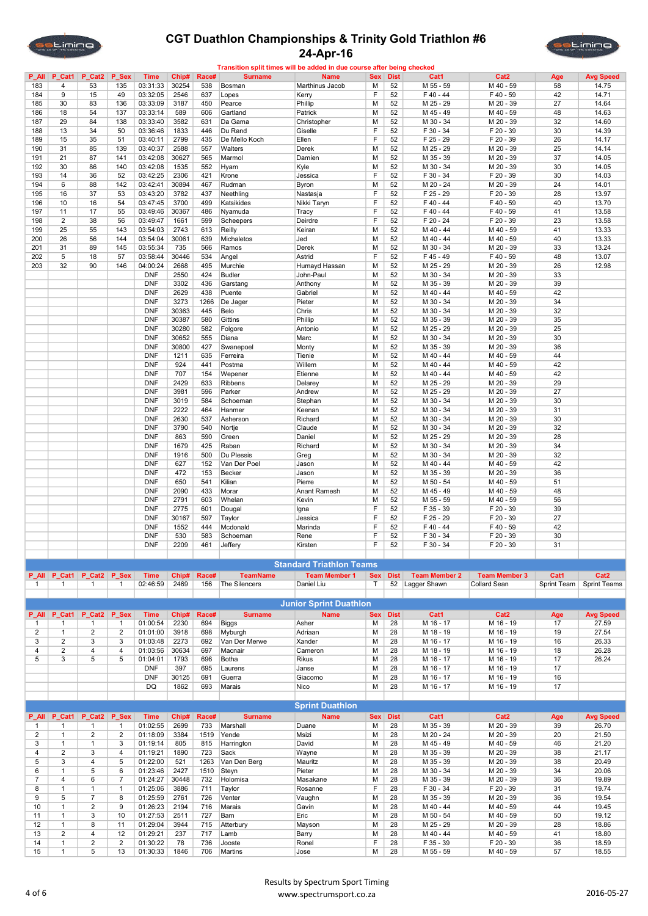# CGT Duathlon Championships & Trinity Gold Triathlon #6

## 24-Apr-16

Transition split times will be added in due course after being checked

| P_All | P_Cat1 | P_Cat2 | P_Sex | Time | Chip# | Race# | Surname | Name | Sex | Dist | Cat1 | Cat2 | Age | Avg Speed |
|---|---|---|---|---|---|---|---|---|---|---|---|---|---|---|
| 183 | 4 | 53 | 135 | 03:31:33 | 30254 | 538 | Bosman | Marthinus Jacob | M | 52 | M 55 - 59 | M 40 - 59 | 58 | 14.75 |
| 184 | 9 | 15 | 49 | 03:32:05 | 2546 | 637 | Lopes | Kerry | F | 52 | F 40 - 44 | F 40 - 59 | 42 | 14.71 |
| 185 | 30 | 83 | 136 | 03:33:09 | 3187 | 450 | Pearce | Phillip | M | 52 | M 25 - 29 | M 20 - 39 | 27 | 14.64 |
| 186 | 18 | 54 | 137 | 03:33:14 | 589 | 606 | Gartland | Patrick | M | 52 | M 45 - 49 | M 40 - 59 | 48 | 14.63 |
| 187 | 29 | 84 | 138 | 03:33:40 | 3582 | 631 | Da Gama | Christopher | M | 52 | M 30 - 34 | M 20 - 39 | 32 | 14.60 |
| 188 | 13 | 34 | 50 | 03:36:46 | 1833 | 446 | Du Rand | Giselle | F | 52 | F 30 - 34 | F 20 - 39 | 30 | 14.39 |
| 189 | 15 | 35 | 51 | 03:40:11 | 2799 | 435 | De Mello Koch | Ellen | F | 52 | F 25 - 29 | F 20 - 39 | 26 | 14.17 |
| 190 | 31 | 85 | 139 | 03:40:37 | 2588 | 557 | Walters | Derek | M | 52 | M 25 - 29 | M 20 - 39 | 25 | 14.14 |
| 191 | 21 | 87 | 141 | 03:42:08 | 30627 | 565 | Marmol | Damien | M | 52 | M 35 - 39 | M 20 - 39 | 37 | 14.05 |
| 192 | 30 | 86 | 140 | 03:42:08 | 1535 | 552 | Hyam | Kyle | M | 52 | M 30 - 34 | M 20 - 39 | 30 | 14.05 |
| 193 | 14 | 36 | 52 | 03:42:25 | 2306 | 421 | Krone | Jessica | F | 52 | F 30 - 34 | F 20 - 39 | 30 | 14.03 |
| 194 | 6 | 88 | 142 | 03:42:41 | 30894 | 467 | Rudman | Byron | M | 52 | M 20 - 24 | M 20 - 39 | 24 | 14.01 |
| 195 | 16 | 37 | 53 | 03:43:20 | 3782 | 437 | Neethling | Nastasja | F | 52 | F 25 - 29 | F 20 - 39 | 28 | 13.97 |
| 196 | 10 | 16 | 54 | 03:47:45 | 3700 | 499 | Katsikides | Nikki Taryn | F | 52 | F 40 - 44 | F 40 - 59 | 40 | 13.70 |
| 197 | 11 | 17 | 55 | 03:49:46 | 30367 | 486 | Nyamuda | Tracy | F | 52 | F 40 - 44 | F 40 - 59 | 41 | 13.58 |
| 198 | 2 | 38 | 56 | 03:49:47 | 1661 | 599 | Scheepers | Deirdre | F | 52 | F 20 - 24 | F 20 - 39 | 23 | 13.58 |
| 199 | 25 | 55 | 143 | 03:54:03 | 2743 | 613 | Reilly | Keiran | M | 52 | M 40 - 44 | M 40 - 59 | 41 | 13.33 |
| 200 | 26 | 56 | 144 | 03:54:04 | 30061 | 639 | Michaletos | Jed | M | 52 | M 40 - 44 | M 40 - 59 | 40 | 13.33 |
| 201 | 31 | 89 | 145 | 03:55:34 | 735 | 566 | Ramos | Derek | M | 52 | M 30 - 34 | M 20 - 39 | 33 | 13.24 |
| 202 | 5 | 18 | 57 | 03:58:44 | 30446 | 534 | Angel | Astrid | F | 52 | F 45 - 49 | F 40 - 59 | 48 | 13.07 |
| 203 | 32 | 90 | 146 | 04:00:24 | 2668 | 495 | Murchie | Humayd Hassan | M | 52 | M 25 - 29 | M 20 - 39 | 26 | 12.98 |
| | | | | DNF | 2550 | 424 | Budler | John-Paul | M | 52 | M 30 - 34 | M 20 - 39 | 33 | |
| | | | | DNF | 3302 | 436 | Garstang | Anthony | M | 52 | M 35 - 39 | M 20 - 39 | 39 | |
| | | | | DNF | 2629 | 438 | Puente | Gabriel | M | 52 | M 40 - 44 | M 40 - 59 | 42 | |
| | | | | DNF | 3273 | 1266 | De Jager | Pieter | M | 52 | M 30 - 34 | M 20 - 39 | 34 | |
| | | | | DNF | 30363 | 445 | Belo | Chris | M | 52 | M 30 - 34 | M 20 - 39 | 32 | |
| | | | | DNF | 30387 | 580 | Gittins | Phillip | M | 52 | M 35 - 39 | M 20 - 39 | 35 | |
| | | | | DNF | 30280 | 582 | Folgore | Antonio | M | 52 | M 25 - 29 | M 20 - 39 | 25 | |
| | | | | DNF | 30652 | 555 | Diana | Marc | M | 52 | M 30 - 34 | M 20 - 39 | 30 | |
| | | | | DNF | 30800 | 427 | Swanepoel | Monty | M | 52 | M 35 - 39 | M 20 - 39 | 36 | |
| | | | | DNF | 1211 | 635 | Ferreira | Tienie | M | 52 | M 40 - 44 | M 40 - 59 | 44 | |
| | | | | DNF | 924 | 441 | Postma | Willem | M | 52 | M 40 - 44 | M 40 - 59 | 42 | |
| | | | | DNF | 707 | 154 | Wepener | Etienne | M | 52 | M 40 - 44 | M 40 - 59 | 42 | |
| | | | | DNF | 2429 | 633 | Ribbens | Delarey | M | 52 | M 25 - 29 | M 20 - 39 | 29 | |
| | | | | DNF | 3981 | 596 | Parker | Andrew | M | 52 | M 25 - 29 | M 20 - 39 | 27 | |
| | | | | DNF | 3019 | 584 | Schoeman | Stephan | M | 52 | M 30 - 34 | M 20 - 39 | 30 | |
| | | | | DNF | 2222 | 464 | Hanmer | Keenan | M | 52 | M 30 - 34 | M 20 - 39 | 31 | |
| | | | | DNF | 2630 | 537 | Asherson | Richard | M | 52 | M 30 - 34 | M 20 - 39 | 30 | |
| | | | | DNF | 3790 | 540 | Nortje | Claude | M | 52 | M 30 - 34 | M 20 - 39 | 32 | |
| | | | | DNF | 863 | 590 | Green | Daniel | M | 52 | M 25 - 29 | M 20 - 39 | 28 | |
| | | | | DNF | 1679 | 425 | Raban | Richard | M | 52 | M 30 - 34 | M 20 - 39 | 34 | |
| | | | | DNF | 1916 | 500 | Du Plessis | Greg | M | 52 | M 30 - 34 | M 20 - 39 | 32 | |
| | | | | DNF | 627 | 152 | Van Der Poel | Jason | M | 52 | M 40 - 44 | M 40 - 59 | 42 | |
| | | | | DNF | 472 | 153 | Becker | Jason | M | 52 | M 35 - 39 | M 20 - 39 | 36 | |
| | | | | DNF | 650 | 541 | Kilian | Pierre | M | 52 | M 50 - 54 | M 40 - 59 | 51 | |
| | | | | DNF | 2090 | 433 | Morar | Anant Ramesh | M | 52 | M 45 - 49 | M 40 - 59 | 48 | |
| | | | | DNF | 2791 | 603 | Whelan | Kevin | M | 52 | M 55 - 59 | M 40 - 59 | 56 | |
| | | | | DNF | 2775 | 601 | Dougal | Igna | F | 52 | F 35 - 39 | F 20 - 39 | 39 | |
| | | | | DNF | 30167 | 597 | Taylor | Jessica | F | 52 | F 25 - 29 | F 20 - 39 | 27 | |
| | | | | DNF | 1552 | 444 | Mcdonald | Marinda | F | 52 | F 40 - 44 | F 40 - 59 | 42 | |
| | | | | DNF | 530 | 583 | Schoeman | Rene | F | 52 | F 30 - 34 | F 20 - 39 | 30 | |
| | | | | DNF | 2209 | 461 | Jeffery | Kirsten | F | 52 | F 30 - 34 | F 20 - 39 | 31 | |

## Standard Triathlon Teams

| P_All | P_Cat1 | P_Cat2 | P_Sex | Time | Chip# | Race# | TeamName | Team Member 1 | Sex | Dist | Team Member 2 | Team Member 3 | Cat1 | Cat2 |
|---|---|---|---|---|---|---|---|---|---|---|---|---|---|---|
| 1 | 1 | 1 | 1 | 02:46:59 | 2469 | 156 | The Silencers | Daniel Liu | T | 52 | Lagger Shawn | Collard Sean | Sprint Team | Sprint Teams |

## Junior Sprint Duathlon

| P_All | P_Cat1 | P_Cat2 | P_Sex | Time | Chip# | Race# | Surname | Name | Sex | Dist | Cat1 | Cat2 | Age | Avg Speed |
|---|---|---|---|---|---|---|---|---|---|---|---|---|---|---|
| 1 | 1 | 1 | 1 | 01:00:54 | 2230 | 694 | Biggs | Asher | M | 28 | M 16 - 17 | M 16 - 19 | 17 | 27.59 |
| 2 | 1 | 2 | 2 | 01:01:00 | 3918 | 698 | Myburgh | Adriaan | M | 28 | M 18 - 19 | M 16 - 19 | 19 | 27.54 |
| 3 | 2 | 3 | 3 | 01:03:48 | 2273 | 692 | Van Der Merwe | Xander | M | 28 | M 16 - 17 | M 16 - 19 | 16 | 26.33 |
| 4 | 2 | 4 | 4 | 01:03:56 | 30634 | 697 | Macnair | Cameron | M | 28 | M 18 - 19 | M 16 - 19 | 18 | 26.28 |
| 5 | 3 | 5 | 5 | 01:04:01 | 1793 | 696 | Botha | Rikus | M | 28 | M 16 - 17 | M 16 - 19 | 17 | 26.24 |
| | | | | DNF | 397 | 695 | Laurens | Janse | M | 28 | M 16 - 17 | M 16 - 19 | 17 | |
| | | | | DNF | 30125 | 691 | Guerra | Giacomo | M | 28 | M 16 - 17 | M 16 - 19 | 16 | |
| | | | | DQ | 1862 | 693 | Marais | Nico | M | 28 | M 16 - 17 | M 16 - 19 | 17 | |

## Sprint Duathlon

| P_All | P_Cat1 | P_Cat2 | P_Sex | Time | Chip# | Race# | Surname | Name | Sex | Dist | Cat1 | Cat2 | Age | Avg Speed |
|---|---|---|---|---|---|---|---|---|---|---|---|---|---|---|
| 1 | 1 | 1 | 1 | 01:02:55 | 2699 | 733 | Marshall | Duane | M | 28 | M 35 - 39 | M 20 - 39 | 39 | 26.70 |
| 2 | 1 | 2 | 2 | 01:18:09 | 3384 | 1519 | Yende | Msizi | M | 28 | M 20 - 24 | M 20 - 39 | 20 | 21.50 |
| 3 | 1 | 1 | 3 | 01:19:14 | 805 | 815 | Harrington | David | M | 28 | M 45 - 49 | M 40 - 59 | 46 | 21.20 |
| 4 | 2 | 3 | 4 | 01:19:21 | 1890 | 723 | Sack | Wayne | M | 28 | M 35 - 39 | M 20 - 39 | 38 | 21.17 |
| 5 | 3 | 4 | 5 | 01:22:00 | 521 | 1263 | Van Den Berg | Mauritz | M | 28 | M 35 - 39 | M 20 - 39 | 38 | 20.49 |
| 6 | 1 | 5 | 6 | 01:23:46 | 2427 | 1510 | Steyn | Pieter | M | 28 | M 30 - 34 | M 20 - 39 | 34 | 20.06 |
| 7 | 4 | 6 | 7 | 01:24:27 | 30448 | 732 | Holomisa | Masakane | M | 28 | M 35 - 39 | M 20 - 39 | 36 | 19.89 |
| 8 | 1 | 1 | 1 | 01:25:06 | 3886 | 711 | Taylor | Rosanne | F | 28 | F 30 - 34 | F 20 - 39 | 31 | 19.74 |
| 9 | 5 | 7 | 8 | 01:25:59 | 2761 | 726 | Venter | Vaughn | M | 28 | M 35 - 39 | M 20 - 39 | 36 | 19.54 |
| 10 | 1 | 2 | 9 | 01:26:23 | 2194 | 716 | Marais | Gavin | M | 28 | M 40 - 44 | M 40 - 59 | 44 | 19.45 |
| 11 | 1 | 3 | 10 | 01:27:53 | 2511 | 727 | Bam | Eric | M | 28 | M 50 - 54 | M 40 - 59 | 50 | 19.12 |
| 12 | 1 | 8 | 11 | 01:29:04 | 3944 | 715 | Atterbury | Mayson | M | 28 | M 25 - 29 | M 20 - 39 | 28 | 18.86 |
| 13 | 2 | 4 | 12 | 01:29:21 | 237 | 717 | Lamb | Barry | M | 28 | M 40 - 44 | M 40 - 59 | 41 | 18.80 |
| 14 | 1 | 2 | 2 | 01:30:22 | 78 | 736 | Jooste | Ronel | F | 28 | F 35 - 39 | F 20 - 39 | 36 | 18.59 |
| 15 | 1 | 5 | 13 | 01:30:33 | 1846 | 706 | Martins | Jose | M | 28 | M 55 - 59 | M 40 - 59 | 57 | 18.55 |

Results by Spectrum Sport Timing
www.spectrumsport.co.za

2016-05-27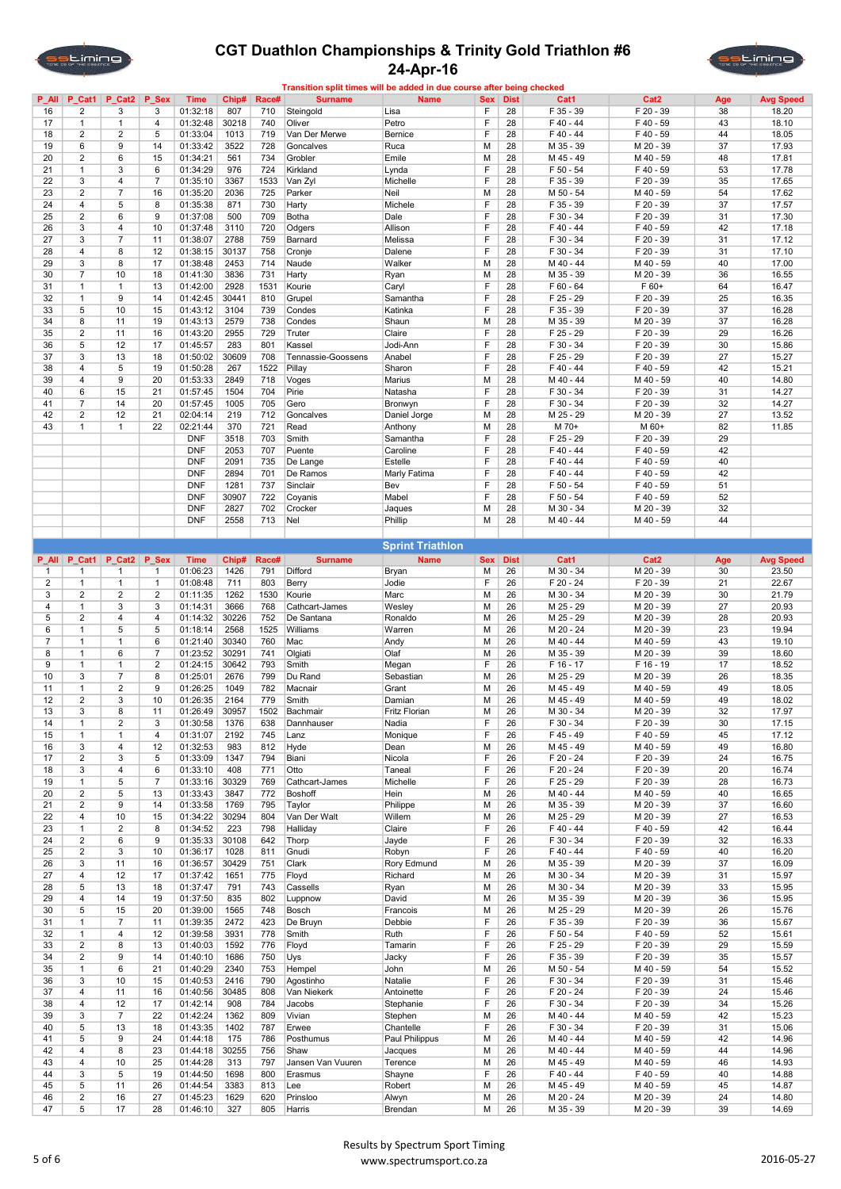# CGT Duathlon Championships & Trinity Gold Triathlon #6

## 24-Apr-16

Transition split times will be added in due course after being checked

| P_All | P_Cat1 | P_Cat2 | P_Sex | Time | Chip# | Race# | Surname | Name | Sex | Dist | Cat1 | Cat2 | Age | Avg Speed |
|---|---|---|---|---|---|---|---|---|---|---|---|---|---|---|
| 16 | 2 | 3 | 3 | 01:32:18 | 807 | 710 | Steingold | Lisa | F | 28 | F 35 - 39 | F 20 - 39 | 38 | 18.20 |
| 17 | 1 | 1 | 4 | 01:32:48 | 30218 | 740 | Oliver | Petro | F | 28 | F 40 - 44 | F 40 - 59 | 43 | 18.10 |
| 18 | 2 | 2 | 5 | 01:33:04 | 1013 | 719 | Van Der Merwe | Bernice | F | 28 | F 40 - 44 | F 40 - 59 | 44 | 18.05 |
| 19 | 6 | 9 | 14 | 01:33:42 | 3522 | 728 | Goncalves | Ruca | M | 28 | M 35 - 39 | M 20 - 39 | 37 | 17.93 |
| 20 | 2 | 6 | 15 | 01:34:21 | 561 | 734 | Grobler | Emile | M | 28 | M 45 - 49 | M 40 - 59 | 48 | 17.81 |
| 21 | 1 | 3 | 6 | 01:34:29 | 976 | 724 | Kirkland | Lynda | F | 28 | F 50 - 54 | F 40 - 59 | 53 | 17.78 |
| 22 | 3 | 4 | 7 | 01:35:10 | 3367 | 1533 | Van Zyl | Michelle | F | 28 | F 35 - 39 | F 20 - 39 | 35 | 17.65 |
| 23 | 2 | 7 | 16 | 01:35:20 | 2036 | 725 | Parker | Neil | M | 28 | M 50 - 54 | M 40 - 59 | 54 | 17.62 |
| 24 | 4 | 5 | 8 | 01:35:38 | 871 | 730 | Harty | Michele | F | 28 | F 35 - 39 | F 20 - 39 | 37 | 17.57 |
| 25 | 2 | 6 | 9 | 01:37:08 | 500 | 709 | Botha | Dale | F | 28 | F 30 - 34 | F 20 - 39 | 31 | 17.30 |
| 26 | 3 | 4 | 10 | 01:37:48 | 3110 | 720 | Odgers | Allison | F | 28 | F 40 - 44 | F 40 - 59 | 42 | 17.18 |
| 27 | 3 | 7 | 11 | 01:38:07 | 2788 | 759 | Barnard | Melissa | F | 28 | F 30 - 34 | F 20 - 39 | 31 | 17.12 |
| 28 | 4 | 8 | 12 | 01:38:15 | 30137 | 758 | Cronje | Dalene | F | 28 | F 30 - 34 | F 20 - 39 | 31 | 17.10 |
| 29 | 3 | 8 | 17 | 01:38:48 | 2453 | 714 | Naude | Walker | M | 28 | M 40 - 44 | M 40 - 59 | 40 | 17.00 |
| 30 | 7 | 10 | 18 | 01:41:30 | 3836 | 731 | Harty | Ryan | M | 28 | M 35 - 39 | M 20 - 39 | 36 | 16.55 |
| 31 | 1 | 1 | 13 | 01:42:00 | 2928 | 1531 | Kourie | Caryl | F | 28 | F 60 - 64 | F 60+ | 64 | 16.47 |
| 32 | 1 | 9 | 14 | 01:42:45 | 30441 | 810 | Grupel | Samantha | F | 28 | F 25 - 29 | F 20 - 39 | 25 | 16.35 |
| 33 | 5 | 10 | 15 | 01:43:12 | 3104 | 739 | Condes | Katinka | F | 28 | F 35 - 39 | F 20 - 39 | 37 | 16.28 |
| 34 | 8 | 11 | 19 | 01:43:13 | 2579 | 738 | Condes | Shaun | M | 28 | M 35 - 39 | M 20 - 39 | 37 | 16.28 |
| 35 | 2 | 11 | 16 | 01:43:20 | 2955 | 729 | Truter | Claire | F | 28 | F 25 - 29 | F 20 - 39 | 29 | 16.26 |
| 36 | 5 | 12 | 17 | 01:45:57 | 283 | 801 | Kassel | Jodi-Ann | F | 28 | F 30 - 34 | F 20 - 39 | 30 | 15.86 |
| 37 | 3 | 13 | 18 | 01:50:02 | 30609 | 708 | Tennassie-Goossens | Anabel | F | 28 | F 25 - 29 | F 20 - 39 | 27 | 15.27 |
| 38 | 4 | 5 | 19 | 01:50:28 | 267 | 1522 | Pillay | Sharon | F | 28 | F 40 - 44 | F 40 - 59 | 42 | 15.21 |
| 39 | 4 | 9 | 20 | 01:53:33 | 2849 | 718 | Voges | Marius | M | 28 | M 40 - 44 | M 40 - 59 | 40 | 14.80 |
| 40 | 6 | 15 | 21 | 01:57:45 | 1504 | 704 | Pirie | Natasha | F | 28 | F 30 - 34 | F 20 - 39 | 31 | 14.27 |
| 41 | 7 | 14 | 20 | 01:57:45 | 1005 | 705 | Gero | Bronwyn | F | 28 | F 30 - 34 | F 20 - 39 | 32 | 14.27 |
| 42 | 2 | 12 | 21 | 02:04:14 | 219 | 712 | Goncalves | Daniel Jorge | M | 28 | M 25 - 29 | M 20 - 39 | 27 | 13.52 |
| 43 | 1 | 1 | 22 | 02:21:44 | 370 | 721 | Read | Anthony | M | 28 | M 70+ | M 60+ | 82 | 11.85 |
| | | | | DNF | 3518 | 703 | Smith | Samantha | F | 28 | F 25 - 29 | F 20 - 39 | 29 | |
| | | | | DNF | 2053 | 707 | Puente | Caroline | F | 28 | F 40 - 44 | F 40 - 59 | 42 | |
| | | | | DNF | 2091 | 735 | De Lange | Estelle | F | 28 | F 40 - 44 | F 40 - 59 | 40 | |
| | | | | DNF | 2894 | 701 | De Ramos | Marly Fatima | F | 28 | F 40 - 44 | F 40 - 59 | 42 | |
| | | | | DNF | 1281 | 737 | Sinclair | Bev | F | 28 | F 50 - 54 | F 40 - 59 | 51 | |
| | | | | DNF | 30907 | 722 | Coyanis | Mabel | F | 28 | F 50 - 54 | F 40 - 59 | 52 | |
| | | | | DNF | 2827 | 702 | Crocker | Jaques | M | 28 | M 30 - 34 | M 20 - 39 | 32 | |
| | | | | DNF | 2558 | 713 | Nel | Phillip | M | 28 | M 40 - 44 | M 40 - 59 | 44 | |

## Sprint Triathlon

| P_All | P_Cat1 | P_Cat2 | P_Sex | Time | Chip# | Race# | Surname | Name | Sex | Dist | Cat1 | Cat2 | Age | Avg Speed |
|---|---|---|---|---|---|---|---|---|---|---|---|---|---|---|
| 1 | 1 | 1 | 1 | 01:06:23 | 1426 | 791 | Difford | Bryan | M | 26 | M 30 - 34 | M 20 - 39 | 30 | 23.50 |
| 2 | 1 | 1 | 1 | 01:08:48 | 711 | 803 | Berry | Jodie | F | 26 | F 20 - 24 | F 20 - 39 | 21 | 22.67 |
| 3 | 2 | 2 | 2 | 01:11:35 | 1262 | 1530 | Kourie | Marc | M | 26 | M 30 - 34 | M 20 - 39 | 30 | 21.79 |
| 4 | 1 | 3 | 3 | 01:14:31 | 3666 | 768 | Cathcart-James | Wesley | M | 26 | M 25 - 29 | M 20 - 39 | 27 | 20.93 |
| 5 | 2 | 4 | 4 | 01:14:32 | 30226 | 752 | De Santana | Ronaldo | M | 26 | M 25 - 29 | M 20 - 39 | 28 | 20.93 |
| 6 | 1 | 5 | 5 | 01:18:14 | 2568 | 1525 | Williams | Warren | M | 26 | M 20 - 24 | M 20 - 39 | 23 | 19.94 |
| 7 | 1 | 1 | 6 | 01:21:40 | 30340 | 760 | Mac | Andy | M | 26 | M 40 - 44 | M 40 - 59 | 43 | 19.10 |
| 8 | 1 | 6 | 7 | 01:23:52 | 30291 | 741 | Olgiati | Olaf | M | 26 | M 35 - 39 | M 20 - 39 | 39 | 18.60 |
| 9 | 1 | 1 | 2 | 01:24:15 | 30642 | 793 | Smith | Megan | F | 26 | F 16 - 17 | F 16 - 19 | 17 | 18.52 |
| 10 | 3 | 7 | 8 | 01:25:01 | 2676 | 799 | Du Rand | Sebastian | M | 26 | M 25 - 29 | M 20 - 39 | 26 | 18.35 |
| 11 | 1 | 2 | 9 | 01:26:25 | 1049 | 782 | Macnair | Grant | M | 26 | M 45 - 49 | M 40 - 59 | 49 | 18.05 |
| 12 | 2 | 3 | 10 | 01:26:35 | 2164 | 779 | Smith | Damian | M | 26 | M 45 - 49 | M 40 - 59 | 49 | 18.02 |
| 13 | 3 | 8 | 11 | 01:26:49 | 30957 | 1502 | Bachmair | Fritz Florian | M | 26 | M 30 - 34 | M 20 - 39 | 32 | 17.97 |
| 14 | 1 | 2 | 3 | 01:30:58 | 1376 | 638 | Dannhauser | Nadia | F | 26 | F 30 - 34 | F 20 - 39 | 30 | 17.15 |
| 15 | 1 | 1 | 4 | 01:31:07 | 2192 | 745 | Lanz | Monique | F | 26 | F 45 - 49 | F 40 - 59 | 45 | 17.12 |
| 16 | 3 | 4 | 12 | 01:32:53 | 983 | 812 | Hyde | Dean | M | 26 | M 45 - 49 | M 40 - 59 | 49 | 16.80 |
| 17 | 2 | 3 | 5 | 01:33:09 | 1347 | 794 | Biani | Nicola | F | 26 | F 20 - 24 | F 20 - 39 | 24 | 16.75 |
| 18 | 3 | 4 | 6 | 01:33:10 | 408 | 771 | Otto | Taneal | F | 26 | F 20 - 24 | F 20 - 39 | 20 | 16.74 |
| 19 | 1 | 5 | 7 | 01:33:16 | 30329 | 769 | Cathcart-James | Michelle | F | 26 | F 25 - 29 | F 20 - 39 | 28 | 16.73 |
| 20 | 2 | 5 | 13 | 01:33:43 | 3847 | 772 | Boshoff | Hein | M | 26 | M 40 - 44 | M 40 - 59 | 40 | 16.65 |
| 21 | 2 | 9 | 14 | 01:33:58 | 1769 | 795 | Taylor | Philippe | M | 26 | M 35 - 39 | M 20 - 39 | 37 | 16.60 |
| 22 | 4 | 10 | 15 | 01:34:22 | 30294 | 804 | Van Der Walt | Willem | M | 26 | M 25 - 29 | M 20 - 39 | 27 | 16.53 |
| 23 | 1 | 2 | 8 | 01:34:52 | 223 | 798 | Halliday | Claire | F | 26 | F 40 - 44 | F 40 - 59 | 42 | 16.44 |
| 24 | 2 | 6 | 9 | 01:35:33 | 30108 | 642 | Thorp | Jayde | F | 26 | F 30 - 34 | F 20 - 39 | 32 | 16.33 |
| 25 | 2 | 3 | 10 | 01:36:17 | 1028 | 811 | Gnudi | Robyn | F | 26 | F 40 - 44 | F 40 - 59 | 40 | 16.20 |
| 26 | 3 | 11 | 16 | 01:36:57 | 30429 | 751 | Clark | Rory Edmund | M | 26 | M 35 - 39 | M 20 - 39 | 37 | 16.09 |
| 27 | 4 | 12 | 17 | 01:37:42 | 1651 | 775 | Floyd | Richard | M | 26 | M 30 - 34 | M 20 - 39 | 31 | 15.97 |
| 28 | 5 | 13 | 18 | 01:37:47 | 791 | 743 | Cassells | Ryan | M | 26 | M 30 - 34 | M 20 - 39 | 33 | 15.95 |
| 29 | 4 | 14 | 19 | 01:37:50 | 835 | 802 | Luppnow | David | M | 26 | M 35 - 39 | M 20 - 39 | 36 | 15.95 |
| 30 | 5 | 15 | 20 | 01:39:00 | 1565 | 748 | Bosch | Francois | M | 26 | M 25 - 29 | M 20 - 39 | 26 | 15.76 |
| 31 | 1 | 7 | 11 | 01:39:35 | 2472 | 423 | De Bruyn | Debbie | F | 26 | F 35 - 39 | F 20 - 39 | 36 | 15.67 |
| 32 | 1 | 4 | 12 | 01:39:58 | 3931 | 778 | Smith | Ruth | F | 26 | F 50 - 54 | F 40 - 59 | 52 | 15.61 |
| 33 | 2 | 8 | 13 | 01:40:03 | 1592 | 776 | Floyd | Tamarin | F | 26 | F 25 - 29 | F 20 - 39 | 29 | 15.59 |
| 34 | 2 | 9 | 14 | 01:40:10 | 1686 | 750 | Uys | Jacky | F | 26 | F 35 - 39 | F 20 - 39 | 35 | 15.57 |
| 35 | 1 | 6 | 21 | 01:40:29 | 2340 | 753 | Hempel | John | M | 26 | M 50 - 54 | M 40 - 59 | 54 | 15.52 |
| 36 | 3 | 10 | 15 | 01:40:53 | 2416 | 790 | Agostinho | Natalie | F | 26 | F 30 - 34 | F 20 - 39 | 31 | 15.46 |
| 37 | 4 | 11 | 16 | 01:40:56 | 30485 | 808 | Van Niekerk | Antoinette | F | 26 | F 20 - 24 | F 20 - 39 | 24 | 15.46 |
| 38 | 4 | 12 | 17 | 01:42:14 | 908 | 784 | Jacobs | Stephanie | F | 26 | F 30 - 34 | F 20 - 39 | 34 | 15.26 |
| 39 | 3 | 7 | 22 | 01:42:24 | 1362 | 809 | Vivian | Stephen | M | 26 | M 40 - 44 | M 40 - 59 | 42 | 15.23 |
| 40 | 5 | 13 | 18 | 01:43:35 | 1402 | 787 | Erwee | Chantelle | F | 26 | F 30 - 34 | F 20 - 39 | 31 | 15.06 |
| 41 | 5 | 9 | 24 | 01:44:18 | 175 | 786 | Posthumus | Paul Philippus | M | 26 | M 40 - 44 | M 40 - 59 | 42 | 14.96 |
| 42 | 4 | 8 | 23 | 01:44:18 | 30255 | 756 | Shaw | Jacques | M | 26 | M 40 - 44 | M 40 - 59 | 44 | 14.96 |
| 43 | 4 | 10 | 25 | 01:44:28 | 313 | 797 | Jansen Van Vuuren | Terence | M | 26 | M 45 - 49 | M 40 - 59 | 46 | 14.93 |
| 44 | 3 | 5 | 19 | 01:44:50 | 1698 | 800 | Erasmus | Shayne | F | 26 | F 40 - 44 | F 40 - 59 | 40 | 14.88 |
| 45 | 5 | 11 | 26 | 01:44:54 | 3383 | 813 | Lee | Robert | M | 26 | M 45 - 49 | M 40 - 59 | 45 | 14.87 |
| 46 | 2 | 16 | 27 | 01:45:23 | 1629 | 620 | Prinsloo | Alwyn | M | 26 | M 20 - 24 | M 20 - 39 | 24 | 14.80 |
| 47 | 5 | 17 | 28 | 01:46:10 | 327 | 805 | Harris | Brendan | M | 26 | M 35 - 39 | M 20 - 39 | 39 | 14.69 |

Results by Spectrum Sport Timing
www.spectrumsport.co.za

2016-05-27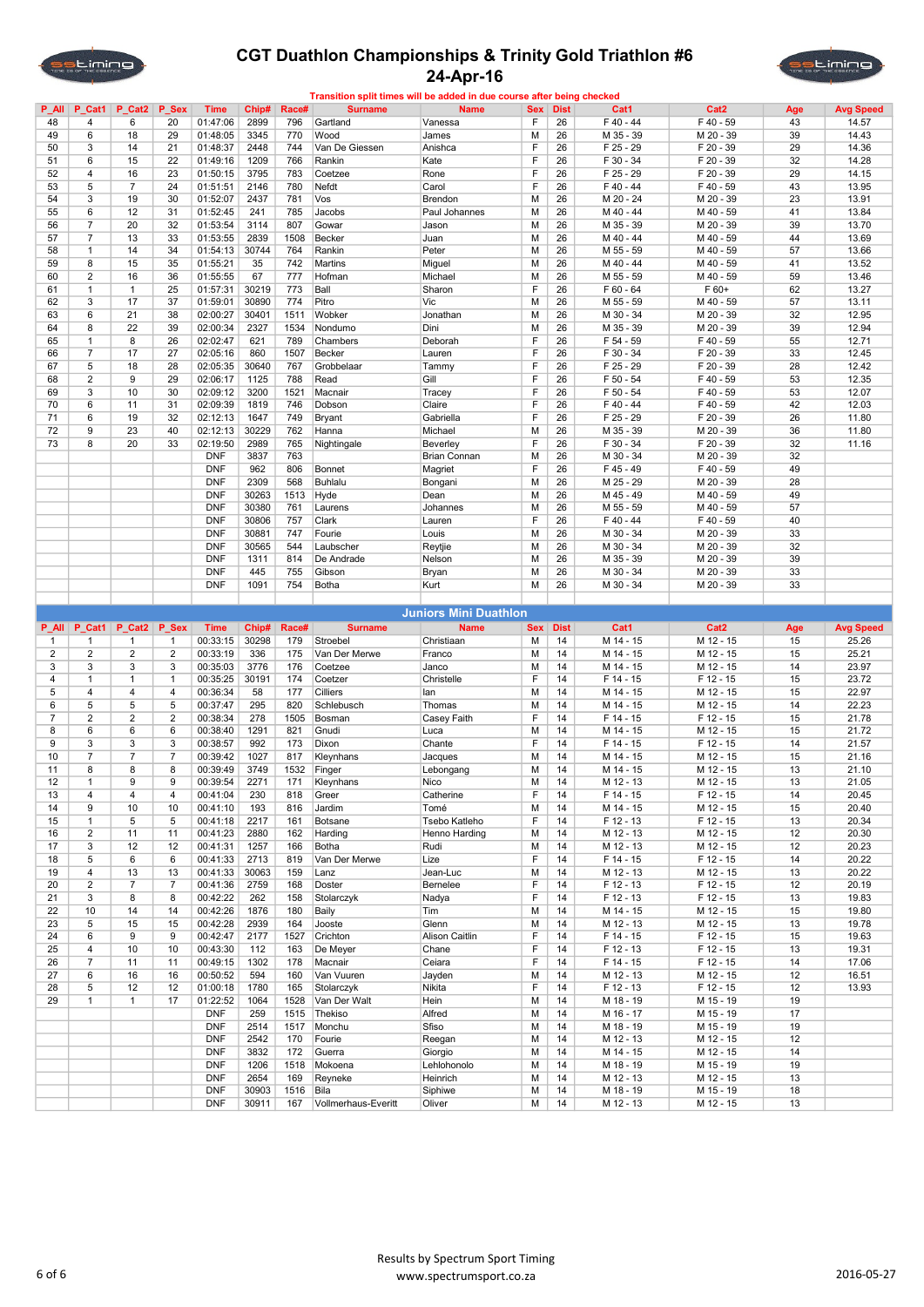# CGT Duathlon Championships & Trinity Gold Triathlon #6

## 24-Apr-16

Transition split times will be added in due course after being checked

| P_All | P_Cat1 | P_Cat2 | P_Sex | Time | Chip# | Race# | Surname | Name | Sex | Dist | Cat1 | Cat2 | Age | Avg Speed |
|---|---|---|---|---|---|---|---|---|---|---|---|---|---|---|
| 48 | 4 | 6 | 20 | 01:47:06 | 2899 | 796 | Gartland | Vanessa | F | 26 | F 40 - 44 | F 40 - 59 | 43 | 14.57 |
| 49 | 6 | 18 | 29 | 01:48:05 | 3345 | 770 | Wood | James | M | 26 | M 35 - 39 | M 20 - 39 | 39 | 14.43 |
| 50 | 3 | 14 | 21 | 01:48:37 | 2448 | 744 | Van De Giessen | Anishca | F | 26 | F 25 - 29 | F 20 - 39 | 29 | 14.36 |
| 51 | 6 | 15 | 22 | 01:49:16 | 1209 | 766 | Rankin | Kate | F | 26 | F 30 - 34 | F 20 - 39 | 32 | 14.28 |
| 52 | 4 | 16 | 23 | 01:50:15 | 3795 | 783 | Coetzee | Rone | F | 26 | F 25 - 29 | F 20 - 39 | 29 | 14.15 |
| 53 | 5 | 7 | 24 | 01:51:51 | 2146 | 780 | Nefdt | Carol | F | 26 | F 40 - 44 | F 40 - 59 | 43 | 13.95 |
| 54 | 3 | 19 | 30 | 01:52:07 | 2437 | 781 | Vos | Brendon | M | 26 | M 20 - 24 | M 20 - 39 | 23 | 13.91 |
| 55 | 6 | 12 | 31 | 01:52:45 | 241 | 785 | Jacobs | Paul Johannes | M | 26 | M 40 - 44 | M 40 - 59 | 41 | 13.84 |
| 56 | 7 | 20 | 32 | 01:53:54 | 3114 | 807 | Gowar | Jason | M | 26 | M 35 - 39 | M 20 - 39 | 39 | 13.70 |
| 57 | 7 | 13 | 33 | 01:53:55 | 2839 | 1508 | Becker | Juan | M | 26 | M 40 - 44 | M 40 - 59 | 44 | 13.69 |
| 58 | 1 | 14 | 34 | 01:54:13 | 30744 | 764 | Rankin | Peter | M | 26 | M 55 - 59 | M 40 - 59 | 57 | 13.66 |
| 59 | 8 | 15 | 35 | 01:55:21 | 35 | 742 | Martins | Miguel | M | 26 | M 40 - 44 | M 40 - 59 | 41 | 13.52 |
| 60 | 2 | 16 | 36 | 01:55:55 | 67 | 777 | Hofman | Michael | M | 26 | M 55 - 59 | M 40 - 59 | 59 | 13.46 |
| 61 | 1 | 1 | 25 | 01:57:31 | 30219 | 773 | Ball | Sharon | F | 26 | F 60 - 64 | F 60+ | 62 | 13.27 |
| 62 | 3 | 17 | 37 | 01:59:01 | 30890 | 774 | Pitro | Vic | M | 26 | M 55 - 59 | M 40 - 59 | 57 | 13.11 |
| 63 | 6 | 21 | 38 | 02:00:27 | 30401 | 1511 | Wobker | Jonathan | M | 26 | M 30 - 34 | M 20 - 39 | 32 | 12.95 |
| 64 | 8 | 22 | 39 | 02:00:34 | 2327 | 1534 | Nondumo | Dini | M | 26 | M 35 - 39 | M 20 - 39 | 39 | 12.94 |
| 65 | 1 | 8 | 26 | 02:02:47 | 621 | 789 | Chambers | Deborah | F | 26 | F 54 - 59 | F 40 - 59 | 55 | 12.71 |
| 66 | 7 | 17 | 27 | 02:05:16 | 860 | 1507 | Becker | Lauren | F | 26 | F 30 - 34 | F 20 - 39 | 33 | 12.45 |
| 67 | 5 | 18 | 28 | 02:05:35 | 30640 | 767 | Grobbelaar | Tammy | F | 26 | F 25 - 29 | F 20 - 39 | 28 | 12.42 |
| 68 | 2 | 9 | 29 | 02:06:17 | 1125 | 788 | Read | Gill | F | 26 | F 50 - 54 | F 40 - 59 | 53 | 12.35 |
| 69 | 3 | 10 | 30 | 02:09:12 | 3200 | 1521 | Macnair | Tracey | F | 26 | F 50 - 54 | F 40 - 59 | 53 | 12.07 |
| 70 | 6 | 11 | 31 | 02:09:39 | 1819 | 746 | Dobson | Claire | F | 26 | F 40 - 44 | F 40 - 59 | 42 | 12.03 |
| 71 | 6 | 19 | 32 | 02:12:13 | 1647 | 749 | Bryant | Gabriella | F | 26 | F 25 - 29 | F 20 - 39 | 26 | 11.80 |
| 72 | 9 | 23 | 40 | 02:12:13 | 30229 | 762 | Hanna | Michael | M | 26 | M 35 - 39 | M 20 - 39 | 36 | 11.80 |
| 73 | 8 | 20 | 33 | 02:19:50 | 2989 | 765 | Nightingale | Beverley | F | 26 | F 30 - 34 | F 20 - 39 | 32 | 11.16 |
| | | | | DNF | 3837 | 763 | | Brian Connan | M | 26 | M 30 - 34 | M 20 - 39 | 32 | |
| | | | | DNF | 962 | 806 | Bonnet | Magriet | F | 26 | F 45 - 49 | F 40 - 59 | 49 | |
| | | | | DNF | 2309 | 568 | Buhlalu | Bongani | M | 26 | M 25 - 29 | M 20 - 39 | 28 | |
| | | | | DNF | 30263 | 1513 | Hyde | Dean | M | 26 | M 45 - 49 | M 40 - 59 | 49 | |
| | | | | DNF | 30380 | 761 | Laurens | Johannes | M | 26 | M 55 - 59 | M 40 - 59 | 57 | |
| | | | | DNF | 30806 | 757 | Clark | Lauren | F | 26 | F 40 - 44 | F 40 - 59 | 40 | |
| | | | | DNF | 30881 | 747 | Fourie | Louis | M | 26 | M 30 - 34 | M 20 - 39 | 33 | |
| | | | | DNF | 30565 | 544 | Laubscher | Reytjie | M | 26 | M 30 - 34 | M 20 - 39 | 32 | |
| | | | | DNF | 1311 | 814 | De Andrade | Nelson | M | 26 | M 35 - 39 | M 20 - 39 | 39 | |
| | | | | DNF | 445 | 755 | Gibson | Bryan | M | 26 | M 30 - 34 | M 20 - 39 | 33 | |
| | | | | DNF | 1091 | 754 | Botha | Kurt | M | 26 | M 30 - 34 | M 20 - 39 | 33 | |

## Juniors Mini Duathlon

| P_All | P_Cat1 | P_Cat2 | P_Sex | Time | Chip# | Race# | Surname | Name | Sex | Dist | Cat1 | Cat2 | Age | Avg Speed |
|---|---|---|---|---|---|---|---|---|---|---|---|---|---|---|
| 1 | 1 | 1 | 1 | 00:33:15 | 30298 | 179 | Stroebel | Christiaan | M | 14 | M 14 - 15 | M 12 - 15 | 15 | 25.26 |
| 2 | 2 | 2 | 2 | 00:33:19 | 336 | 175 | Van Der Merwe | Franco | M | 14 | M 14 - 15 | M 12 - 15 | 15 | 25.21 |
| 3 | 3 | 3 | 3 | 00:35:03 | 3776 | 176 | Coetzee | Janco | M | 14 | M 14 - 15 | M 12 - 15 | 14 | 23.97 |
| 4 | 1 | 1 | 1 | 00:35:25 | 30191 | 174 | Coetzer | Christelle | F | 14 | F 14 - 15 | F 12 - 15 | 15 | 23.72 |
| 5 | 4 | 4 | 4 | 00:36:34 | 58 | 177 | Cilliers | Ian | M | 14 | M 14 - 15 | M 12 - 15 | 15 | 22.97 |
| 6 | 5 | 5 | 5 | 00:37:47 | 295 | 820 | Schlebusch | Thomas | M | 14 | M 14 - 15 | M 12 - 15 | 14 | 22.23 |
| 7 | 2 | 2 | 2 | 00:38:34 | 278 | 1505 | Bosman | Casey Faith | F | 14 | F 14 - 15 | F 12 - 15 | 15 | 21.78 |
| 8 | 6 | 6 | 6 | 00:38:40 | 1291 | 821 | Gnudi | Luca | M | 14 | M 14 - 15 | M 12 - 15 | 15 | 21.72 |
| 9 | 3 | 3 | 3 | 00:38:57 | 992 | 173 | Dixon | Chante | F | 14 | F 14 - 15 | F 12 - 15 | 14 | 21.57 |
| 10 | 7 | 7 | 7 | 00:39:42 | 1027 | 817 | Kleynhans | Jacques | M | 14 | M 14 - 15 | M 12 - 15 | 15 | 21.16 |
| 11 | 8 | 8 | 8 | 00:39:49 | 3749 | 1532 | Finger | Lebongang | M | 14 | M 14 - 15 | M 12 - 15 | 13 | 21.10 |
| 12 | 1 | 9 | 9 | 00:39:54 | 2271 | 171 | Kleynhans | Nico | M | 14 | M 12 - 13 | M 12 - 15 | 13 | 21.05 |
| 13 | 4 | 4 | 4 | 00:41:04 | 230 | 818 | Greer | Catherine | F | 14 | F 14 - 15 | F 12 - 15 | 14 | 20.45 |
| 14 | 9 | 10 | 10 | 00:41:10 | 193 | 816 | Jardim | Tomé | M | 14 | M 14 - 15 | M 12 - 15 | 15 | 20.40 |
| 15 | 1 | 5 | 5 | 00:41:18 | 2217 | 161 | Botsane | Tsebo Katleho | F | 14 | F 12 - 13 | F 12 - 15 | 13 | 20.34 |
| 16 | 2 | 11 | 11 | 00:41:23 | 2880 | 162 | Harding | Henno Harding | M | 14 | M 12 - 13 | M 12 - 15 | 13 | 20.30 |
| 17 | 3 | 12 | 12 | 00:41:31 | 1257 | 166 | Botha | Rudi | M | 14 | M 12 - 13 | M 12 - 15 | 12 | 20.23 |
| 18 | 5 | 6 | 6 | 00:41:33 | 2713 | 819 | Van Der Merwe | Lize | F | 14 | F 14 - 15 | F 12 - 15 | 14 | 20.22 |
| 19 | 4 | 13 | 13 | 00:41:33 | 30063 | 159 | Lanz | Jean-Luc | M | 14 | M 12 - 13 | M 12 - 15 | 13 | 20.22 |
| 20 | 2 | 7 | 7 | 00:41:36 | 2759 | 168 | Doster | Bernelee | F | 14 | F 12 - 13 | F 12 - 15 | 12 | 20.19 |
| 21 | 3 | 8 | 8 | 00:42:22 | 262 | 158 | Stolarczyk | Nadya | F | 14 | F 12 - 13 | F 12 - 15 | 13 | 19.83 |
| 22 | 10 | 14 | 14 | 00:42:26 | 1876 | 180 | Baily | Tim | M | 14 | M 14 - 15 | M 12 - 15 | 15 | 19.80 |
| 23 | 5 | 15 | 15 | 00:42:28 | 2939 | 164 | Jooste | Glenn | M | 14 | M 12 - 13 | M 12 - 15 | 13 | 19.78 |
| 24 | 6 | 9 | 9 | 00:42:47 | 2177 | 1527 | Crichton | Alison Caitlin | F | 14 | F 14 - 15 | F 12 - 15 | 15 | 19.63 |
| 25 | 4 | 10 | 10 | 00:43:30 | 112 | 163 | De Meyer | Chane | F | 14 | F 12 - 13 | F 12 - 15 | 13 | 19.31 |
| 26 | 7 | 11 | 11 | 00:49:15 | 1302 | 178 | Macnair | Ceiara | F | 14 | F 14 - 15 | F 12 - 15 | 14 | 17.06 |
| 27 | 6 | 16 | 16 | 00:50:52 | 594 | 160 | Van Vuuren | Jayden | M | 14 | M 12 - 13 | M 12 - 15 | 12 | 16.51 |
| 28 | 5 | 12 | 12 | 01:00:18 | 1780 | 165 | Stolarczyk | Nikita | F | 14 | F 12 - 13 | F 12 - 15 | 12 | 13.93 |
| 29 | 1 | 1 | 17 | 01:22:52 | 1064 | 1528 | Van Der Walt | Hein | M | 14 | M 18 - 19 | M 15 - 19 | 19 | |
| | | | | DNF | 259 | 1515 | Thekiso | Alfred | M | 14 | M 16 - 17 | M 15 - 19 | 17 | |
| | | | | DNF | 2514 | 1517 | Monchu | Sfiso | M | 14 | M 18 - 19 | M 15 - 19 | 19 | |
| | | | | DNF | 2542 | 170 | Fourie | Reegan | M | 14 | M 12 - 13 | M 12 - 15 | 12 | |
| | | | | DNF | 3832 | 172 | Guerra | Giorgio | M | 14 | M 14 - 15 | M 12 - 15 | 14 | |
| | | | | DNF | 1206 | 1518 | Mokoena | Lehlohonolo | M | 14 | M 18 - 19 | M 15 - 19 | 19 | |
| | | | | DNF | 2654 | 169 | Reyneke | Heinrich | M | 14 | M 12 - 13 | M 12 - 15 | 13 | |
| | | | | DNF | 30903 | 1516 | Bila | Siphiwe | M | 14 | M 18 - 19 | M 15 - 19 | 18 | |
| | | | | DNF | 30911 | 167 | Vollmerhaus-Everitt | Oliver | M | 14 | M 12 - 13 | M 12 - 15 | 13 | |

Results by Spectrum Sport Timing
www.spectrumsport.co.za

2016-05-27